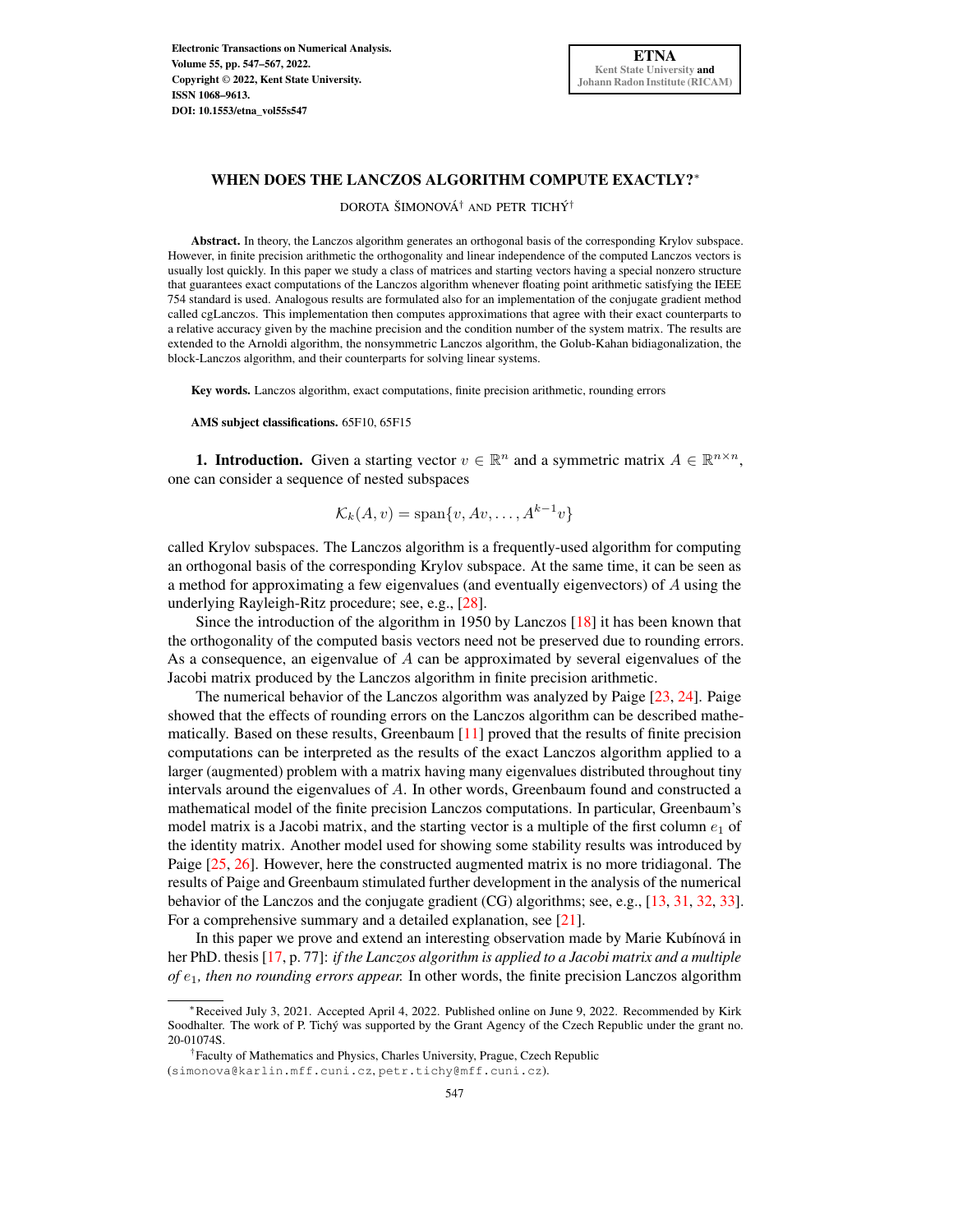# WHEN DOES THE LANCZOS ALGORITHM COMPUTE EXACTLY?*

DOROTA ŠIMONOVÁ† AND PETR TICHÝ†

**Abstract.** In theory, the Lanczos algorithm generates an orthogonal basis of the corresponding Krylov subspace. However, in finite precision arithmetic the orthogonality and linear independence of the computed Lanczos vectors is usually lost quickly. In this paper we study a class of matrices and starting vectors having a special nonzero structure that guarantees exact computations of the Lanczos algorithm whenever floating point arithmetic satisfying the IEEE 754 standard is used. Analogous results are formulated also for an implementation of the conjugate gradient method called cgLanczos. This implementation then computes approximations that agree with their exact counterparts to a relative accuracy given by the machine precision and the condition number of the system matrix. The results are extended to the Arnoldi algorithm, the nonsymmetric Lanczos algorithm, the Golub-Kahan bidiagonalization, the block-Lanczos algorithm, and their counterparts for solving linear systems.

**Key words.** Lanczos algorithm, exact computations, finite precision arithmetic, rounding errors

**AMS subject classifications.** 65F10, 65F15

## 1. Introduction.

Given a starting vector $v \in \mathbb{R}^n$ and a symmetric matrix $A \in \mathbb{R}^{n\times n}$, one can consider a sequence of nested subspaces

$$\mathcal{K}_k(A, v) = \operatorname{span}\{v, Av, \ldots, A^{k-1}v\}$$

called Krylov subspaces. The Lanczos algorithm is a frequently-used algorithm for computing an orthogonal basis of the corresponding Krylov subspace. At the same time, it can be seen as a method for approximating a few eigenvalues (and eventually eigenvectors) of $A$ using the underlying Rayleigh-Ritz procedure; see, e.g., [28].

Since the introduction of the algorithm in 1950 by Lanczos [18] it has been known that the orthogonality of the computed basis vectors need not be preserved due to rounding errors. As a consequence, an eigenvalue of $A$ can be approximated by several eigenvalues of the Jacobi matrix produced by the Lanczos algorithm in finite precision arithmetic.

The numerical behavior of the Lanczos algorithm was analyzed by Paige [23, 24]. Paige showed that the effects of rounding errors on the Lanczos algorithm can be described mathematically. Based on these results, Greenbaum [11] proved that the results of finite precision computations can be interpreted as the results of the exact Lanczos algorithm applied to a larger (augmented) problem with a matrix having many eigenvalues distributed throughout tiny intervals around the eigenvalues of $A$. In other words, Greenbaum found and constructed a mathematical model of the finite precision Lanczos computations. In particular, Greenbaum's model matrix is a Jacobi matrix, and the starting vector is a multiple of the first column $e_1$ of the identity matrix. Another model used for showing some stability results was introduced by Paige [25, 26]. However, here the constructed augmented matrix is no more tridiagonal. The results of Paige and Greenbaum stimulated further development in the analysis of the numerical behavior of the Lanczos and the conjugate gradient (CG) algorithms; see, e.g., [13, 31, 32, 33]. For a comprehensive summary and a detailed explanation, see [21].

In this paper we prove and extend an interesting observation made by Marie Kubínová in her PhD. thesis [17, p. 77]: *if the Lanczos algorithm is applied to a Jacobi matrix and a multiple of $e_1$, then no rounding errors appear.* In other words, the finite precision Lanczos algorithm

---

*Received July 3, 2021. Accepted April 4, 2022. Published online on June 9, 2022. Recommended by Kirk Soodhalter. The work of P. Tichý was supported by the Grant Agency of the Czech Republic under the grant no. 20-01074S.

†Faculty of Mathematics and Physics, Charles University, Prague, Czech Republic (simonova@karlin.mff.cuni.cz, petr.tichy@mff.cuni.cz).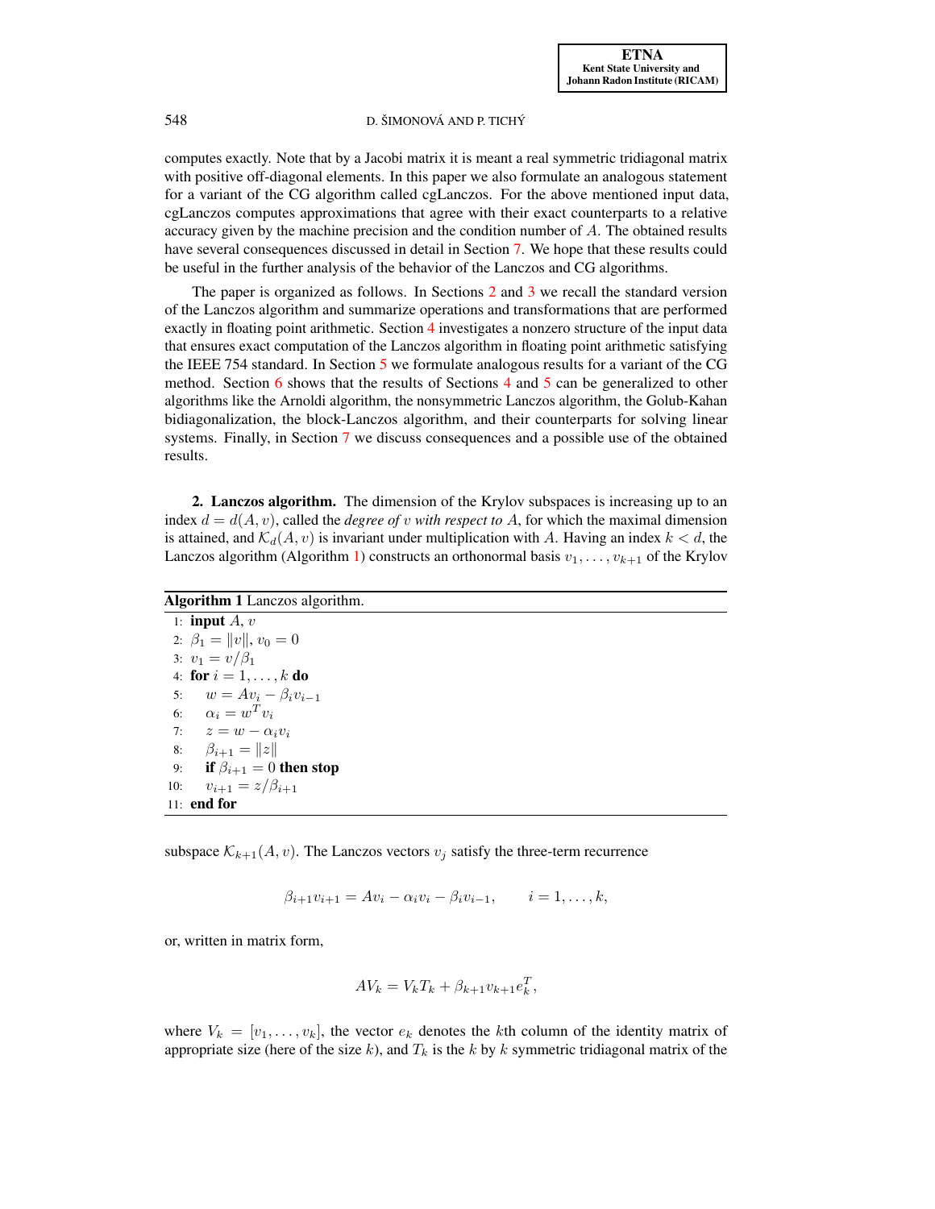computes exactly. Note that by a Jacobi matrix it is meant a real symmetric tridiagonal matrix with positive off-diagonal elements. In this paper we also formulate an analogous statement for a variant of the CG algorithm called cgLanczos. For the above mentioned input data, cgLanczos computes approximations that agree with their exact counterparts to a relative accuracy given by the machine precision and the condition number of $A$. The obtained results have several consequences discussed in detail in Section 7. We hope that these results could be useful in the further analysis of the behavior of the Lanczos and CG algorithms.

The paper is organized as follows. In Sections 2 and 3 we recall the standard version of the Lanczos algorithm and summarize operations and transformations that are performed exactly in floating point arithmetic. Section 4 investigates a nonzero structure of the input data that ensures exact computation of the Lanczos algorithm in floating point arithmetic satisfying the IEEE 754 standard. In Section 5 we formulate analogous results for a variant of the CG method. Section 6 shows that the results of Sections 4 and 5 can be generalized to other algorithms like the Arnoldi algorithm, the nonsymmetric Lanczos algorithm, the Golub-Kahan bidiagonalization, the block-Lanczos algorithm, and their counterparts for solving linear systems. Finally, in Section 7 we discuss consequences and a possible use of the obtained results.

## 2. Lanczos algorithm.

The dimension of the Krylov subspaces is increasing up to an index $d = d(A, v)$, called the *degree of* $v$ *with respect to* $A$, for which the maximal dimension is attained, and $\mathcal{K}_d(A, v)$ is invariant under multiplication with $A$. Having an index $k < d$, the Lanczos algorithm (Algorithm 1) constructs an orthonormal basis $v_1, \ldots, v_{k+1}$ of the Krylov subspace $\mathcal{K}_{k+1}(A, v)$. The Lanczos vectors $v_j$ satisfy the three-term recurrence

**Algorithm 1** Lanczos algorithm.

```
1:  input A, v
2:  β_1 = ||v||, v_0 = 0
3:  v_1 = v/β_1
4:  for i = 1, ..., k do
5:      w = A v_i − β_i v_{i−1}
6:      α_i = w^T v_i
7:      z = w − α_i v_i
8:      β_{i+1} = ||z||
9:      if β_{i+1} = 0 then stop
10:     v_{i+1} = z/β_{i+1}
11: end for
```

$$\beta_{i+1} v_{i+1} = A v_i - \alpha_i v_i - \beta_i v_{i-1}, \qquad i = 1, \ldots, k,$$

or, written in matrix form,

$$A V_k = V_k T_k + \beta_{k+1} v_{k+1} e_k^T,$$

where $V_k = [v_1, \ldots, v_k]$, the vector $e_k$ denotes the $k$th column of the identity matrix of appropriate size (here of the size $k$), and $T_k$ is the $k$ by $k$ symmetric tridiagonal matrix of the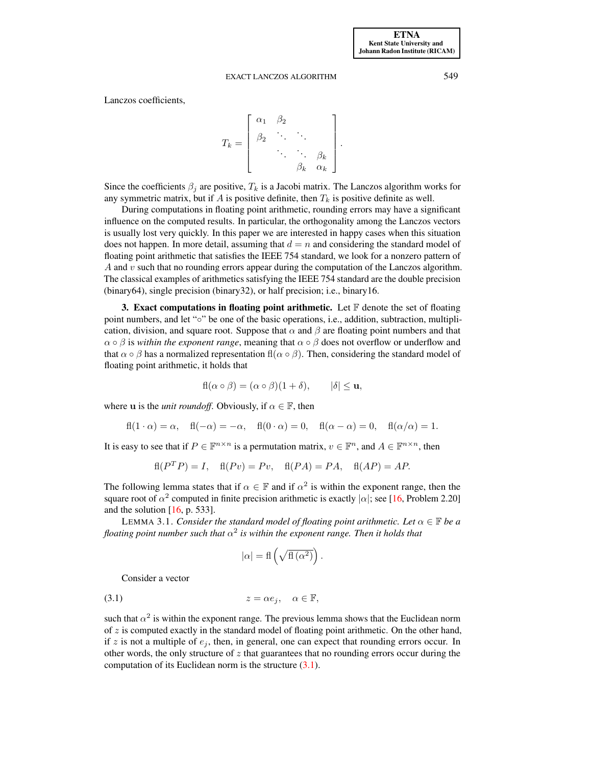Lanczos coefficients,

$$T_k = \begin{bmatrix} \alpha_1 & \beta_2 & & \\ \beta_2 & \ddots & \ddots & \\ & \ddots & \ddots & \beta_k \\ & & \beta_k & \alpha_k \end{bmatrix}.$$

Since the coefficients $\beta_j$ are positive, $T_k$ is a Jacobi matrix. The Lanczos algorithm works for any symmetric matrix, but if $A$ is positive definite, then $T_k$ is positive definite as well.

During computations in floating point arithmetic, rounding errors may have a significant influence on the computed results. In particular, the orthogonality among the Lanczos vectors is usually lost very quickly. In this paper we are interested in happy cases when this situation does not happen. In more detail, assuming that $d = n$ and considering the standard model of floating point arithmetic that satisfies the IEEE 754 standard, we look for a nonzero pattern of $A$ and $v$ such that no rounding errors appear during the computation of the Lanczos algorithm. The classical examples of arithmetics satisfying the IEEE 754 standard are the double precision (binary64), single precision (binary32), or half precision; i.e., binary16.

## 3. Exact computations in floating point arithmetic.

Let $\mathbb{F}$ denote the set of floating point numbers, and let "$\circ$" be one of the basic operations, i.e., addition, subtraction, multiplication, division, and square root. Suppose that $\alpha$ and $\beta$ are floating point numbers and that $\alpha \circ \beta$ is *within the exponent range*, meaning that $\alpha \circ \beta$ does not overflow or underflow and that $\alpha \circ \beta$ has a normalized representation $\mathrm{fl}(\alpha \circ \beta)$. Then, considering the standard model of floating point arithmetic, it holds that

$$\mathrm{fl}(\alpha \circ \beta) = (\alpha \circ \beta)(1 + \delta), \qquad |\delta| \leq \mathbf{u},$$

where $\mathbf{u}$ is the *unit roundoff*. Obviously, if $\alpha \in \mathbb{F}$, then

$$\mathrm{fl}(1 \cdot \alpha) = \alpha, \quad \mathrm{fl}(-\alpha) = -\alpha, \quad \mathrm{fl}(0 \cdot \alpha) = 0, \quad \mathrm{fl}(\alpha - \alpha) = 0, \quad \mathrm{fl}(\alpha/\alpha) = 1.$$

It is easy to see that if $P \in \mathbb{F}^{n \times n}$ is a permutation matrix, $v \in \mathbb{F}^n$, and $A \in \mathbb{F}^{n \times n}$, then

$$\mathrm{fl}(P^T P) = I, \quad \mathrm{fl}(Pv) = Pv, \quad \mathrm{fl}(PA) = PA, \quad \mathrm{fl}(AP) = AP.$$

The following lemma states that if $\alpha \in \mathbb{F}$ and if $\alpha^2$ is within the exponent range, then the square root of $\alpha^2$ computed in finite precision arithmetic is exactly $|\alpha|$; see [16, Problem 2.20] and the solution [16, p. 533].

LEMMA 3.1. *Consider the standard model of floating point arithmetic. Let $\alpha \in \mathbb{F}$ be a floating point number such that $\alpha^2$ is within the exponent range. Then it holds that*

$$|\alpha| = \mathrm{fl}\left(\sqrt{\mathrm{fl}\left(\alpha^2\right)}\right).$$

Consider a vector

$$z = \alpha e_j, \quad \alpha \in \mathbb{F}, \tag{3.1}$$

such that $\alpha^2$ is within the exponent range. The previous lemma shows that the Euclidean norm of $z$ is computed exactly in the standard model of floating point arithmetic. On the other hand, if $z$ is not a multiple of $e_j$, then, in general, one can expect that rounding errors occur. In other words, the only structure of $z$ that guarantees that no rounding errors occur during the computation of its Euclidean norm is the structure (3.1).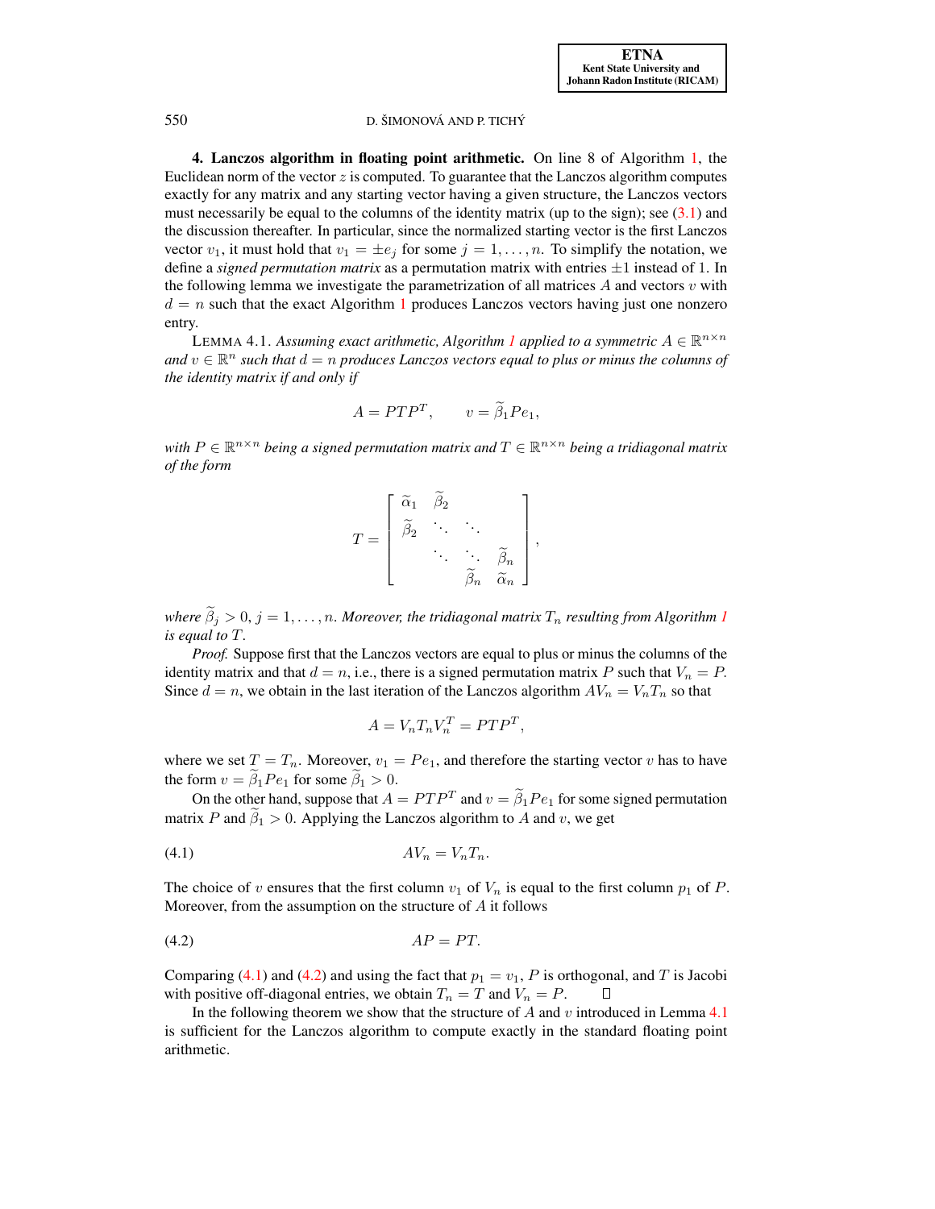## 4. Lanczos algorithm in floating point arithmetic.

On line 8 of Algorithm 1, the Euclidean norm of the vector $z$ is computed. To guarantee that the Lanczos algorithm computes exactly for any matrix and any starting vector having a given structure, the Lanczos vectors must necessarily be equal to the columns of the identity matrix (up to the sign); see (3.1) and the discussion thereafter. In particular, since the normalized starting vector is the first Lanczos vector $v_1$, it must hold that $v_1 = \pm e_j$ for some $j = 1, \ldots, n$. To simplify the notation, we define a *signed permutation matrix* as a permutation matrix with entries $\pm 1$ instead of 1. In the following lemma we investigate the parametrization of all matrices $A$ and vectors $v$ with $d = n$ such that the exact Algorithm 1 produces Lanczos vectors having just one nonzero entry.

LEMMA 4.1. *Assuming exact arithmetic, Algorithm 1 applied to a symmetric $A \in \mathbb{R}^{n \times n}$ and $v \in \mathbb{R}^n$ such that $d = n$ produces Lanczos vectors equal to plus or minus the columns of the identity matrix if and only if*

$$A = PTP^T, \qquad v = \widetilde{\beta}_1 P e_1,$$

*with $P \in \mathbb{R}^{n \times n}$ being a signed permutation matrix and $T \in \mathbb{R}^{n \times n}$ being a tridiagonal matrix of the form*

$$T = \begin{bmatrix} \widetilde{\alpha}_1 & \widetilde{\beta}_2 & & \\ \widetilde{\beta}_2 & \ddots & \ddots & \\ & \ddots & \ddots & \widetilde{\beta}_n \\ & & \widetilde{\beta}_n & \widetilde{\alpha}_n \end{bmatrix},$$

*where $\widetilde{\beta}_j > 0$, $j = 1, \ldots, n$. Moreover, the tridiagonal matrix $T_n$ resulting from Algorithm 1 is equal to $T$.*

*Proof.* Suppose first that the Lanczos vectors are equal to plus or minus the columns of the identity matrix and that $d = n$, i.e., there is a signed permutation matrix $P$ such that $V_n = P$. Since $d = n$, we obtain in the last iteration of the Lanczos algorithm $AV_n = V_n T_n$ so that

$$A = V_n T_n V_n^T = PTP^T,$$

where we set $T = T_n$. Moreover, $v_1 = Pe_1$, and therefore the starting vector $v$ has to have the form $v = \widetilde{\beta}_1 P e_1$ for some $\widetilde{\beta}_1 > 0$.

On the other hand, suppose that $A = PTP^T$ and $v = \widetilde{\beta}_1 P e_1$ for some signed permutation matrix $P$ and $\widetilde{\beta}_1 > 0$. Applying the Lanczos algorithm to $A$ and $v$, we get

$$AV_n = V_n T_n. \tag{4.1}$$

The choice of $v$ ensures that the first column $v_1$ of $V_n$ is equal to the first column $p_1$ of $P$. Moreover, from the assumption on the structure of $A$ it follows

$$AP = PT. \tag{4.2}$$

Comparing (4.1) and (4.2) and using the fact that $p_1 = v_1$, $P$ is orthogonal, and $T$ is Jacobi with positive off-diagonal entries, we obtain $T_n = T$ and $V_n = P$. $\square$

In the following theorem we show that the structure of $A$ and $v$ introduced in Lemma 4.1 is sufficient for the Lanczos algorithm to compute exactly in the standard floating point arithmetic.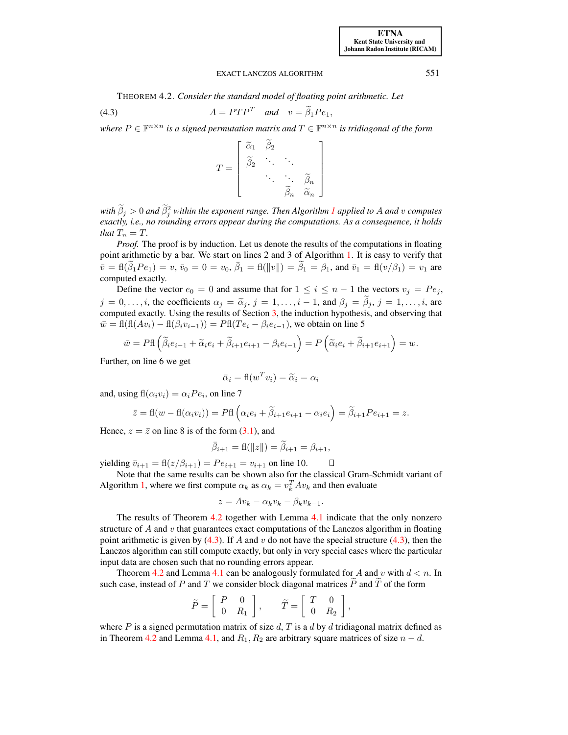THEOREM 4.2. *Consider the standard model of floating point arithmetic. Let*

$$A = PTP^T \quad \textit{and} \quad v = \widetilde{\beta}_1 P e_1, \tag{4.3}$$

*where $P \in \mathbb{F}^{n\times n}$ is a signed permutation matrix and $T \in \mathbb{F}^{n\times n}$ is tridiagonal of the form*

$$T = \begin{bmatrix} \widetilde{\alpha}_1 & \widetilde{\beta}_2 & & \\ \widetilde{\beta}_2 & \ddots & \ddots & \\ & \ddots & \ddots & \widetilde{\beta}_n \\ & & \widetilde{\beta}_n & \widetilde{\alpha}_n \end{bmatrix}$$

*with $\widetilde{\beta}_j > 0$ and $\widetilde{\beta}_j^2$ within the exponent range. Then Algorithm 1 applied to $A$ and $v$ computes exactly, i.e., no rounding errors appear during the computations. As a consequence, it holds that $T_n = T$.*

*Proof.* The proof is by induction. Let us denote the results of the computations in floating point arithmetic by a bar. We start on lines 2 and 3 of Algorithm 1. It is easy to verify that $\bar{v} = \mathrm{fl}(\widetilde{\beta}_1 P e_1) = v$, $\bar{v}_0 = 0 = v_0$, $\bar{\beta}_1 = \mathrm{fl}(\|v\|) = \widetilde{\beta}_1 = \beta_1$, and $\bar{v}_1 = \mathrm{fl}(v/\beta_1) = v_1$ are computed exactly.

Define the vector $e_0 = 0$ and assume that for $1 \le i \le n-1$ the vectors $v_j = Pe_j$, $j = 0, \ldots, i$, the coefficients $\alpha_j = \widetilde{\alpha}_j$, $j = 1, \ldots, i-1$, and $\beta_j = \widetilde{\beta}_j$, $j = 1, \ldots, i$, are computed exactly. Using the results of Section 3, the induction hypothesis, and observing that $\bar{w} = \mathrm{fl}(\mathrm{fl}(Av_i) - \mathrm{fl}(\beta_i v_{i-1})) = P\mathrm{fl}(Te_i - \beta_i e_{i-1})$, we obtain on line 5

$$\bar{w} = P\mathrm{fl}\left(\widetilde{\beta}_i e_{i-1} + \widetilde{\alpha}_i e_i + \widetilde{\beta}_{i+1} e_{i+1} - \beta_i e_{i-1}\right) = P\left(\widetilde{\alpha}_i e_i + \widetilde{\beta}_{i+1} e_{i+1}\right) = w.$$

Further, on line 6 we get

$$\bar{\alpha}_i = \mathrm{fl}(w^T v_i) = \widetilde{\alpha}_i = \alpha_i$$

and, using $\mathrm{fl}(\alpha_i v_i) = \alpha_i P e_i$, on line 7

$$\bar{z} = \mathrm{fl}(w - \mathrm{fl}(\alpha_i v_i)) = P\mathrm{fl}\left(\alpha_i e_i + \widetilde{\beta}_{i+1} e_{i+1} - \alpha_i e_i\right) = \widetilde{\beta}_{i+1} P e_{i+1} = z.$$

Hence, $z = \bar{z}$ on line 8 is of the form (3.1), and

$$\bar{\beta}_{i+1} = \mathrm{fl}(\|z\|) = \widetilde{\beta}_{i+1} = \beta_{i+1},$$

yielding $\bar{v}_{i+1} = \mathrm{fl}(z/\beta_{i+1}) = Pe_{i+1} = v_{i+1}$ on line 10. ☐

Note that the same results can be shown also for the classical Gram-Schmidt variant of Algorithm 1, where we first compute $\alpha_k$ as $\alpha_k = v_k^T A v_k$ and then evaluate

$$z = Av_k - \alpha_k v_k - \beta_k v_{k-1}.$$

The results of Theorem 4.2 together with Lemma 4.1 indicate that the only nonzero structure of $A$ and $v$ that guarantees exact computations of the Lanczos algorithm in floating point arithmetic is given by (4.3). If $A$ and $v$ do not have the special structure (4.3), then the Lanczos algorithm can still compute exactly, but only in very special cases where the particular input data are chosen such that no rounding errors appear.

Theorem 4.2 and Lemma 4.1 can be analogously formulated for $A$ and $v$ with $d < n$. In such case, instead of $P$ and $T$ we consider block diagonal matrices $\widetilde{P}$ and $\widetilde{T}$ of the form

$$\widetilde{P} = \begin{bmatrix} P & 0 \\ 0 & R_1 \end{bmatrix}, \qquad \widetilde{T} = \begin{bmatrix} T & 0 \\ 0 & R_2 \end{bmatrix},$$

where $P$ is a signed permutation matrix of size $d$, $T$ is a $d$ by $d$ tridiagonal matrix defined as in Theorem 4.2 and Lemma 4.1, and $R_1$, $R_2$ are arbitrary square matrices of size $n - d$.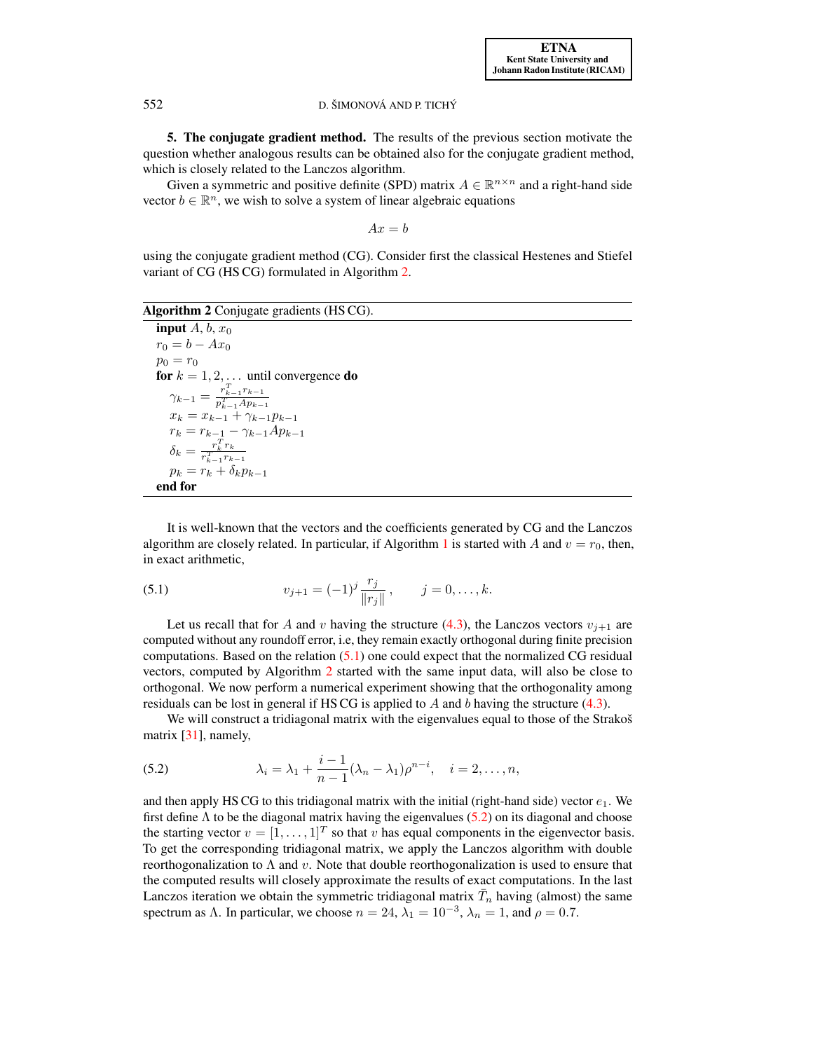## 5. The conjugate gradient method.

The results of the previous section motivate the question whether analogous results can be obtained also for the conjugate gradient method, which is closely related to the Lanczos algorithm.

Given a symmetric and positive definite (SPD) matrix $A \in \mathbb{R}^{n\times n}$ and a right-hand side vector $b \in \mathbb{R}^n$, we wish to solve a system of linear algebraic equations

$$Ax = b$$

using the conjugate gradient method (CG). Consider first the classical Hestenes and Stiefel variant of CG (HS CG) formulated in Algorithm 2.

**Algorithm 2** Conjugate gradients (HS CG).

> **input** $A$, $b$, $x_0$
> $r_0 = b - Ax_0$
> $p_0 = r_0$
> **for** $k = 1, 2, \ldots$ until convergence **do**
> &nbsp;&nbsp;&nbsp;&nbsp;$\gamma_{k-1} = \frac{r_{k-1}^T r_{k-1}}{p_{k-1}^T A p_{k-1}}$
> &nbsp;&nbsp;&nbsp;&nbsp;$x_k = x_{k-1} + \gamma_{k-1} p_{k-1}$
> &nbsp;&nbsp;&nbsp;&nbsp;$r_k = r_{k-1} - \gamma_{k-1} A p_{k-1}$
> &nbsp;&nbsp;&nbsp;&nbsp;$\delta_k = \frac{r_k^T r_k}{r_{k-1}^T r_{k-1}}$
> &nbsp;&nbsp;&nbsp;&nbsp;$p_k = r_k + \delta_k p_{k-1}$
> **end for**

It is well-known that the vectors and the coefficients generated by CG and the Lanczos algorithm are closely related. In particular, if Algorithm 1 is started with $A$ and $v = r_0$, then, in exact arithmetic,

$$v_{j+1} = (-1)^j \frac{r_j}{\|r_j\|}, \qquad j = 0, \ldots, k. \tag{5.1}$$

Let us recall that for $A$ and $v$ having the structure (4.3), the Lanczos vectors $v_{j+1}$ are computed without any roundoff error, i.e, they remain exactly orthogonal during finite precision computations. Based on the relation (5.1) one could expect that the normalized CG residual vectors, computed by Algorithm 2 started with the same input data, will also be close to orthogonal. We now perform a numerical experiment showing that the orthogonality among residuals can be lost in general if HS CG is applied to $A$ and $b$ having the structure (4.3).

We will construct a tridiagonal matrix with the eigenvalues equal to those of the Strakoš matrix [31], namely,

$$\lambda_i = \lambda_1 + \frac{i-1}{n-1}(\lambda_n - \lambda_1)\rho^{n-i}, \quad i = 2, \ldots, n, \tag{5.2}$$

and then apply HS CG to this tridiagonal matrix with the initial (right-hand side) vector $e_1$. We first define $\Lambda$ to be the diagonal matrix having the eigenvalues (5.2) on its diagonal and choose the starting vector $v = [1, \ldots, 1]^T$ so that $v$ has equal components in the eigenvector basis. To get the corresponding tridiagonal matrix, we apply the Lanczos algorithm with double reorthogonalization to $\Lambda$ and $v$. Note that double reorthogonalization is used to ensure that the computed results will closely approximate the results of exact computations. In the last Lanczos iteration we obtain the symmetric tridiagonal matrix $\bar{T}_n$ having (almost) the same spectrum as $\Lambda$. In particular, we choose $n = 24$, $\lambda_1 = 10^{-3}$, $\lambda_n = 1$, and $\rho = 0.7$.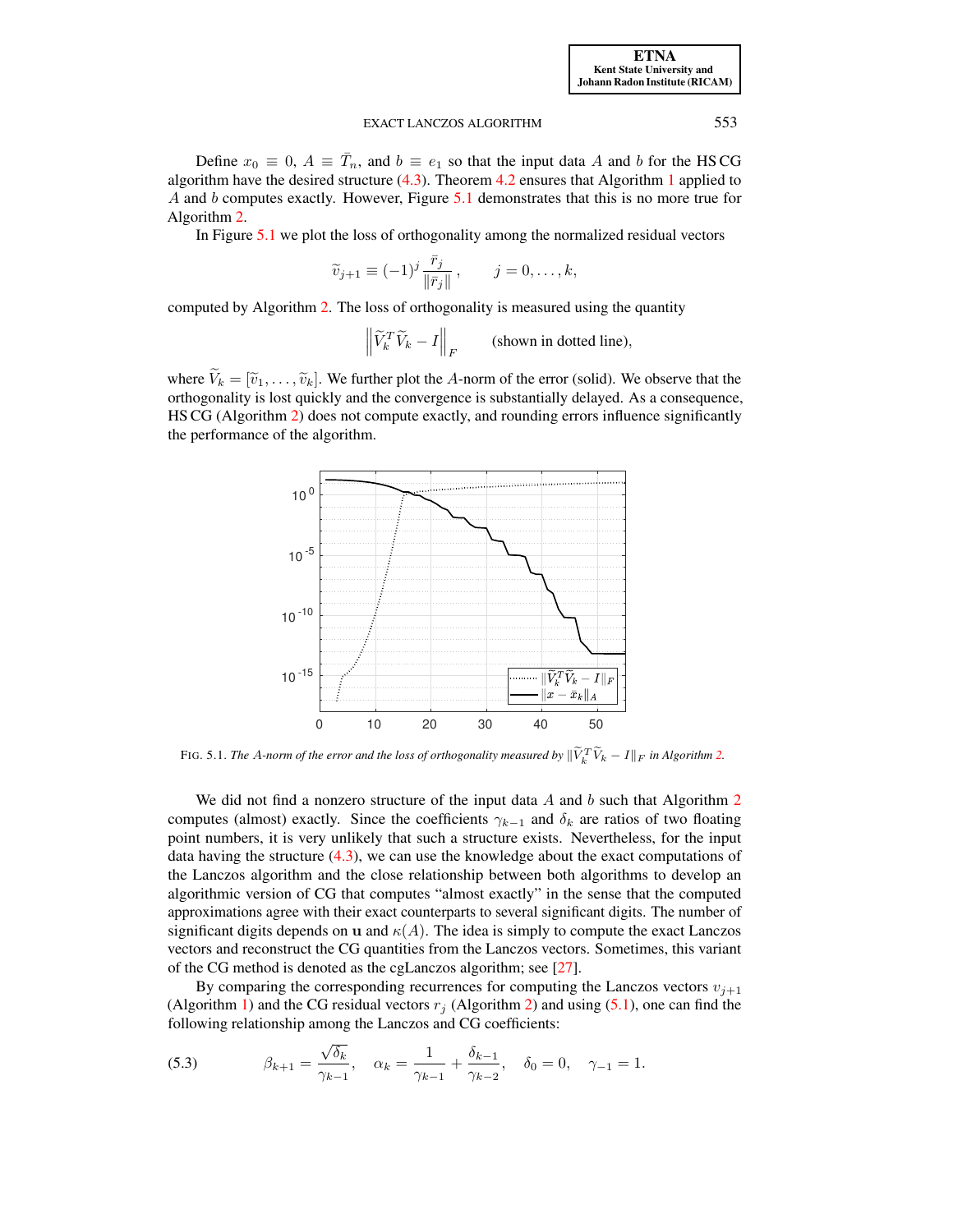Define $x_0 \equiv 0$, $A \equiv \bar{T}_n$, and $b \equiv e_1$ so that the input data $A$ and $b$ for the HS CG algorithm have the desired structure (4.3). Theorem 4.2 ensures that Algorithm 1 applied to $A$ and $b$ computes exactly. However, Figure 5.1 demonstrates that this is no more true for Algorithm 2.

In Figure 5.1 we plot the loss of orthogonality among the normalized residual vectors

$$\widetilde{v}_{j+1} \equiv (-1)^j \frac{\bar{r}_j}{\|\bar{r}_j\|}, \qquad j = 0, \ldots, k,$$

computed by Algorithm 2. The loss of orthogonality is measured using the quantity

$$\left\| \widetilde{V}_k^T \widetilde{V}_k - I \right\|_F \qquad \text{(shown in dotted line)},$$

where $\widetilde{V}_k = [\widetilde{v}_1, \ldots, \widetilde{v}_k]$. We further plot the $A$-norm of the error (solid). We observe that the orthogonality is lost quickly and the convergence is substantially delayed. As a consequence, HS CG (Algorithm 2) does not compute exactly, and rounding errors influence significantly the performance of the algorithm.

FIG. 5.1. *The A-norm of the error and the loss of orthogonality measured by* $\|\widetilde{V}_k^T \widetilde{V}_k - I\|_F$ *in Algorithm 2.*

We did not find a nonzero structure of the input data $A$ and $b$ such that Algorithm 2 computes (almost) exactly. Since the coefficients $\gamma_{k-1}$ and $\delta_k$ are ratios of two floating point numbers, it is very unlikely that such a structure exists. Nevertheless, for the input data having the structure (4.3), we can use the knowledge about the exact computations of the Lanczos algorithm and the close relationship between both algorithms to develop an algorithmic version of CG that computes "almost exactly" in the sense that the computed approximations agree with their exact counterparts to several significant digits. The number of significant digits depends on $\mathbf{u}$ and $\kappa(A)$. The idea is simply to compute the exact Lanczos vectors and reconstruct the CG quantities from the Lanczos vectors. Sometimes, this variant of the CG method is denoted as the cgLanczos algorithm; see [27].

By comparing the corresponding recurrences for computing the Lanczos vectors $v_{j+1}$ (Algorithm 1) and the CG residual vectors $r_j$ (Algorithm 2) and using (5.1), one can find the following relationship among the Lanczos and CG coefficients:

$$\beta_{k+1} = \frac{\sqrt{\delta_k}}{\gamma_{k-1}}, \quad \alpha_k = \frac{1}{\gamma_{k-1}} + \frac{\delta_{k-1}}{\gamma_{k-2}}, \quad \delta_0 = 0, \quad \gamma_{-1} = 1. \tag{5.3}$$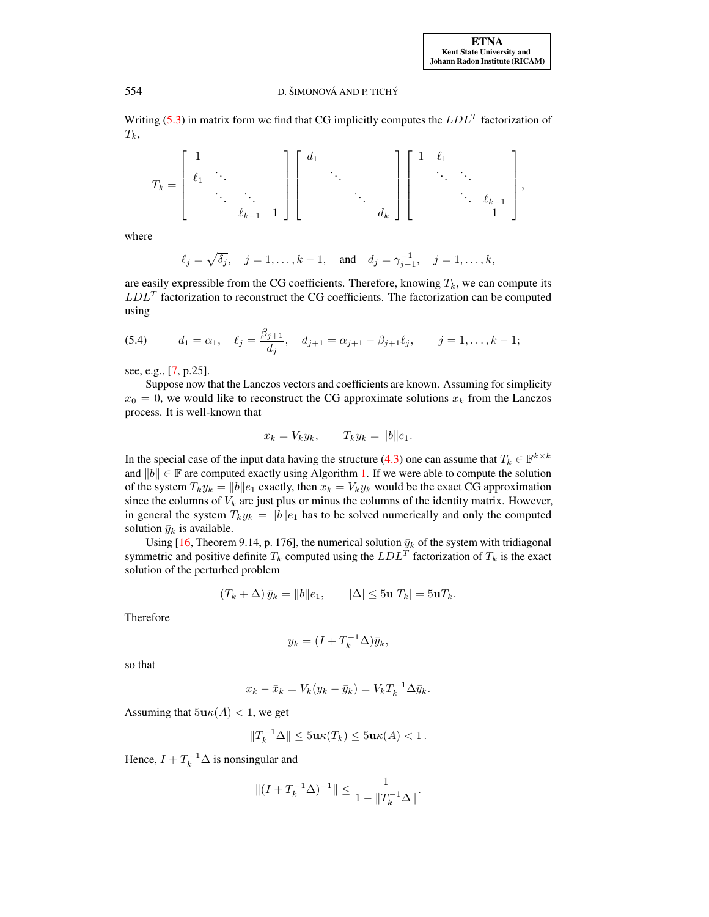Writing (5.3) in matrix form we find that CG implicitly computes the $LDL^T$ factorization of $T_k$,

$$T_k = \begin{bmatrix} 1 & & & \\ \ell_1 & \ddots & & \\ & \ddots & \ddots & \\ & & \ell_{k-1} & 1 \end{bmatrix} \begin{bmatrix} d_1 & & & \\ & \ddots & & \\ & & \ddots & \\ & & & d_k \end{bmatrix} \begin{bmatrix} 1 & \ell_1 & & \\ & \ddots & \ddots & \\ & & \ddots & \ell_{k-1} \\ & & & 1 \end{bmatrix},$$

where

$$\ell_j = \sqrt{\delta_j}, \quad j = 1, \ldots, k-1, \quad \text{and} \quad d_j = \gamma_{j-1}^{-1}, \quad j = 1, \ldots, k,$$

are easily expressible from the CG coefficients. Therefore, knowing $T_k$, we can compute its $LDL^T$ factorization to reconstruct the CG coefficients. The factorization can be computed using

$$d_1 = \alpha_1, \quad \ell_j = \frac{\beta_{j+1}}{d_j}, \quad d_{j+1} = \alpha_{j+1} - \beta_{j+1}\ell_j, \qquad j = 1, \ldots, k-1; \tag{5.4}$$

see, e.g., [7, p.25].

Suppose now that the Lanczos vectors and coefficients are known. Assuming for simplicity $x_0 = 0$, we would like to reconstruct the CG approximate solutions $x_k$ from the Lanczos process. It is well-known that

$$x_k = V_k y_k, \qquad T_k y_k = \|b\| e_1.$$

In the special case of the input data having the structure (4.3) one can assume that $T_k \in \mathbb{F}^{k \times k}$ and $\|b\| \in \mathbb{F}$ are computed exactly using Algorithm 1. If we were able to compute the solution of the system $T_k y_k = \|b\| e_1$ exactly, then $x_k = V_k y_k$ would be the exact CG approximation since the columns of $V_k$ are just plus or minus the columns of the identity matrix. However, in general the system $T_k y_k = \|b\| e_1$ has to be solved numerically and only the computed solution $\bar{y}_k$ is available.

Using [16, Theorem 9.14, p. 176], the numerical solution $\bar{y}_k$ of the system with tridiagonal symmetric and positive definite $T_k$ computed using the $LDL^T$ factorization of $T_k$ is the exact solution of the perturbed problem

$$(T_k + \Delta)\, \bar{y}_k = \|b\| e_1, \qquad |\Delta| \leq 5\mathbf{u}|T_k| = 5\mathbf{u}T_k.$$

Therefore

$$y_k = (I + T_k^{-1}\Delta)\bar{y}_k,$$

so that

$$x_k - \bar{x}_k = V_k(y_k - \bar{y}_k) = V_k T_k^{-1} \Delta \bar{y}_k.$$

Assuming that $5\mathbf{u}\kappa(A) < 1$, we get

$$\|T_k^{-1}\Delta\| \leq 5\mathbf{u}\kappa(T_k) \leq 5\mathbf{u}\kappa(A) < 1\,.$$

Hence, $I + T_k^{-1}\Delta$ is nonsingular and

$$\|(I + T_k^{-1}\Delta)^{-1}\| \leq \frac{1}{1 - \|T_k^{-1}\Delta\|}.$$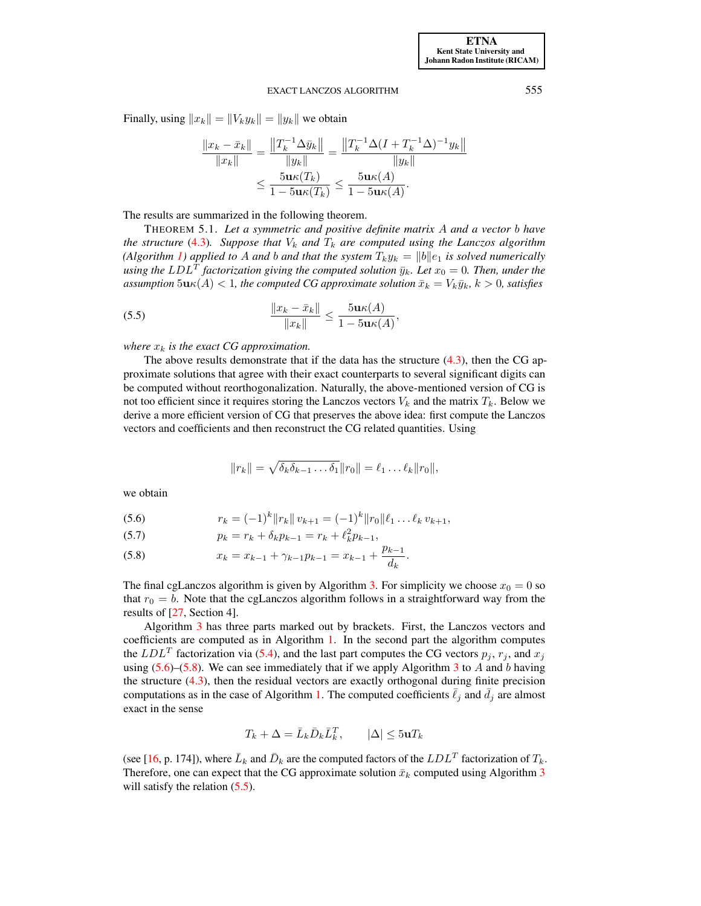Finally, using $\|x_k\| = \|V_k y_k\| = \|y_k\|$ we obtain

$$
\frac{\|x_k - \bar{x}_k\|}{\|x_k\|} = \frac{\left\|T_k^{-1}\Delta \bar{y}_k\right\|}{\|y_k\|} = \frac{\left\|T_k^{-1}\Delta(I + T_k^{-1}\Delta)^{-1} y_k\right\|}{\|y_k\|}
$$
$$
\leq \frac{5\mathbf{u}\kappa(T_k)}{1 - 5\mathbf{u}\kappa(T_k)} \leq \frac{5\mathbf{u}\kappa(A)}{1 - 5\mathbf{u}\kappa(A)}.
$$

The results are summarized in the following theorem.

THEOREM 5.1. *Let a symmetric and positive definite matrix $A$ and a vector $b$ have the structure (4.3). Suppose that $V_k$ and $T_k$ are computed using the Lanczos algorithm (Algorithm 1) applied to $A$ and $b$ and that the system $T_k y_k = \|b\| e_1$ is solved numerically using the $LDL^T$ factorization giving the computed solution $\bar{y}_k$. Let $x_0 = 0$. Then, under the assumption $5\mathbf{u}\kappa(A) < 1$, the computed CG approximate solution $\bar{x}_k = V_k \bar{y}_k$, $k > 0$, satisfies*

$$
\frac{\|x_k - \bar{x}_k\|}{\|x_k\|} \leq \frac{5\mathbf{u}\kappa(A)}{1 - 5\mathbf{u}\kappa(A)}, \tag{5.5}
$$

*where $x_k$ is the exact CG approximation.*

The above results demonstrate that if the data has the structure (4.3), then the CG approximate solutions that agree with their exact counterparts to several significant digits can be computed without reorthogonalization. Naturally, the above-mentioned version of CG is not too efficient since it requires storing the Lanczos vectors $V_k$ and the matrix $T_k$. Below we derive a more efficient version of CG that preserves the above idea: first compute the Lanczos vectors and coefficients and then reconstruct the CG related quantities. Using

$$
\|r_k\| = \sqrt{\delta_k \delta_{k-1} \ldots \delta_1}\,\|r_0\| = \ell_1 \ldots \ell_k \|r_0\|,
$$

we obtain

$$
r_k = (-1)^k \|r_k\|\, v_{k+1} = (-1)^k \|r_0\| \ell_1 \ldots \ell_k\, v_{k+1}, \tag{5.6}
$$

$$
p_k = r_k + \delta_k p_{k-1} = r_k + \ell_k^2 p_{k-1}, \tag{5.7}
$$

$$
x_k = x_{k-1} + \gamma_{k-1} p_{k-1} = x_{k-1} + \frac{p_{k-1}}{d_k}. \tag{5.8}
$$

The final cgLanczos algorithm is given by Algorithm 3. For simplicity we choose $x_0 = 0$ so that $r_0 = b$. Note that the cgLanczos algorithm follows in a straightforward way from the results of [27, Section 4].

Algorithm 3 has three parts marked out by brackets. First, the Lanczos vectors and coefficients are computed as in Algorithm 1. In the second part the algorithm computes the $LDL^T$ factorization via (5.4), and the last part computes the CG vectors $p_j$, $r_j$, and $x_j$ using (5.6)–(5.8). We can see immediately that if we apply Algorithm 3 to $A$ and $b$ having the structure (4.3), then the residual vectors are exactly orthogonal during finite precision computations as in the case of Algorithm 1. The computed coefficients $\bar{\ell}_j$ and $\bar{d}_j$ are almost exact in the sense

$$
T_k + \Delta = \bar{L}_k \bar{D}_k \bar{L}_k^T, \qquad |\Delta| \leq 5\mathbf{u} T_k
$$

(see [16, p. 174]), where $\bar{L}_k$ and $\bar{D}_k$ are the computed factors of the $LDL^T$ factorization of $T_k$. Therefore, one can expect that the CG approximate solution $\bar{x}_k$ computed using Algorithm 3 will satisfy the relation (5.5).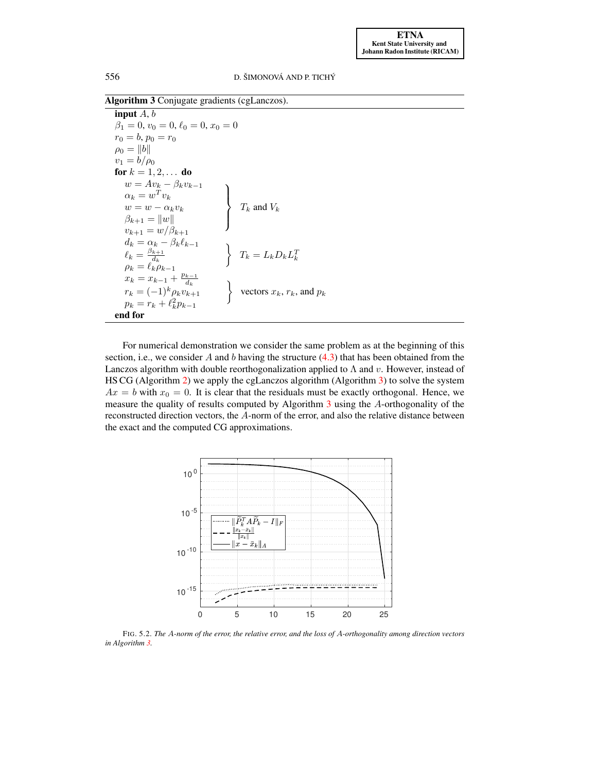**Algorithm 3** Conjugate gradients (cgLanczos).

---

**input** $A$, $b$

$\beta_1 = 0$, $v_0 = 0$, $\ell_0 = 0$, $x_0 = 0$

$r_0 = b$, $p_0 = r_0$

$\rho_0 = \|b\|$

$v_1 = b/\rho_0$

**for** $k = 1, 2, \ldots$ **do**

$$\left.\begin{aligned} w &= Av_k - \beta_k v_{k-1} \\ \alpha_k &= w^T v_k \\ w &= w - \alpha_k v_k \\ \beta_{k+1} &= \|w\| \\ v_{k+1} &= w/\beta_{k+1} \end{aligned}\right\} \quad T_k \text{ and } V_k$$

$$\left.\begin{aligned} d_k &= \alpha_k - \beta_k \ell_{k-1} \\ \ell_k &= \frac{\beta_{k+1}}{d_k} \\ \rho_k &= \ell_k \rho_{k-1} \end{aligned}\right\} \quad T_k = L_k D_k L_k^T$$

$$\left.\begin{aligned} x_k &= x_{k-1} + \frac{p_{k-1}}{d_k} \\ r_k &= (-1)^k \rho_k v_{k+1} \\ p_k &= r_k + \ell_k^2 p_{k-1} \end{aligned}\right\} \quad \text{vectors } x_k, r_k, \text{ and } p_k$$

**end for**

---

For numerical demonstration we consider the same problem as at the beginning of this section, i.e., we consider $A$ and $b$ having the structure (4.3) that has been obtained from the Lanczos algorithm with double reorthogonalization applied to $\Lambda$ and $v$. However, instead of HS CG (Algorithm 2) we apply the cgLanczos algorithm (Algorithm 3) to solve the system $Ax = b$ with $x_0 = 0$. It is clear that the residuals must be exactly orthogonal. Hence, we measure the quality of results computed by Algorithm 3 using the $A$-orthogonality of the reconstructed direction vectors, the $A$-norm of the error, and also the relative distance between the exact and the computed CG approximations.

FIG. 5.2. *The $A$-norm of the error, the relative error, and the loss of $A$-orthogonality among direction vectors in Algorithm 3.*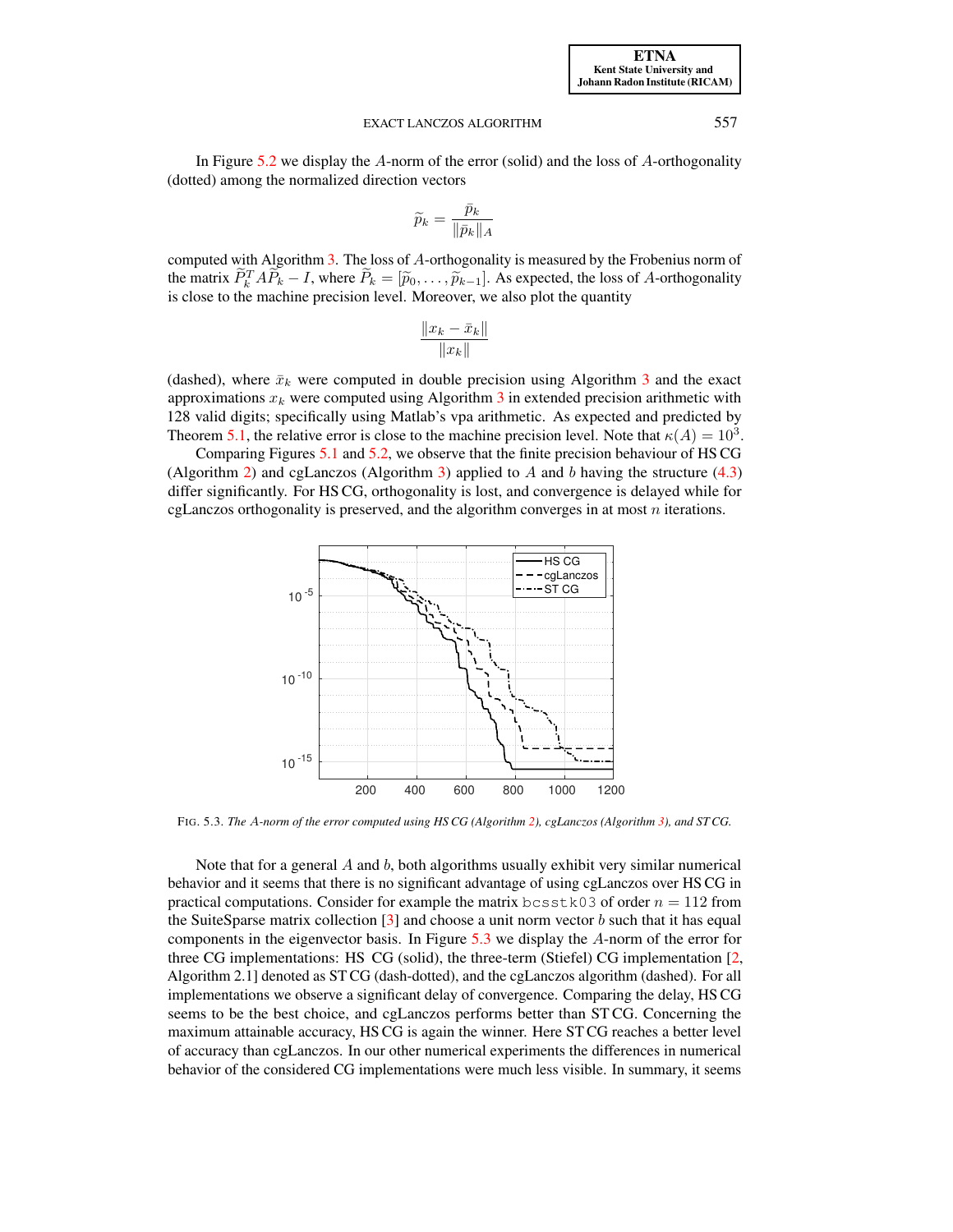In Figure 5.2 we display the $A$-norm of the error (solid) and the loss of $A$-orthogonality (dotted) among the normalized direction vectors

$$\widetilde{p}_k = \frac{\bar{p}_k}{\|\bar{p}_k\|_A}$$

computed with Algorithm 3. The loss of $A$-orthogonality is measured by the Frobenius norm of the matrix $\widetilde{P}_k^T A \widetilde{P}_k - I$, where $\widetilde{P}_k = [\widetilde{p}_0, \ldots, \widetilde{p}_{k-1}]$. As expected, the loss of $A$-orthogonality is close to the machine precision level. Moreover, we also plot the quantity

$$\frac{\|x_k - \bar{x}_k\|}{\|x_k\|}$$

(dashed), where $\bar{x}_k$ were computed in double precision using Algorithm 3 and the exact approximations $x_k$ were computed using Algorithm 3 in extended precision arithmetic with 128 valid digits; specifically using Matlab's vpa arithmetic. As expected and predicted by Theorem 5.1, the relative error is close to the machine precision level. Note that $\kappa(A) = 10^3$.

Comparing Figures 5.1 and 5.2, we observe that the finite precision behaviour of HS CG (Algorithm 2) and cgLanczos (Algorithm 3) applied to $A$ and $b$ having the structure (4.3) differ significantly. For HS CG, orthogonality is lost, and convergence is delayed while for cgLanczos orthogonality is preserved, and the algorithm converges in at most $n$ iterations.

FIG. 5.3. *The $A$-norm of the error computed using HS CG (Algorithm 2), cgLanczos (Algorithm 3), and ST CG.*

Note that for a general $A$ and $b$, both algorithms usually exhibit very similar numerical behavior and it seems that there is no significant advantage of using cgLanczos over HS CG in practical computations. Consider for example the matrix `bcsstk03` of order $n = 112$ from the SuiteSparse matrix collection [3] and choose a unit norm vector $b$ such that it has equal components in the eigenvector basis. In Figure 5.3 we display the $A$-norm of the error for three CG implementations: HS CG (solid), the three-term (Stiefel) CG implementation [2, Algorithm 2.1] denoted as ST CG (dash-dotted), and the cgLanczos algorithm (dashed). For all implementations we observe a significant delay of convergence. Comparing the delay, HS CG seems to be the best choice, and cgLanczos performs better than ST CG. Concerning the maximum attainable accuracy, HS CG is again the winner. Here ST CG reaches a better level of accuracy than cgLanczos. In our other numerical experiments the differences in numerical behavior of the considered CG implementations were much less visible. In summary, it seems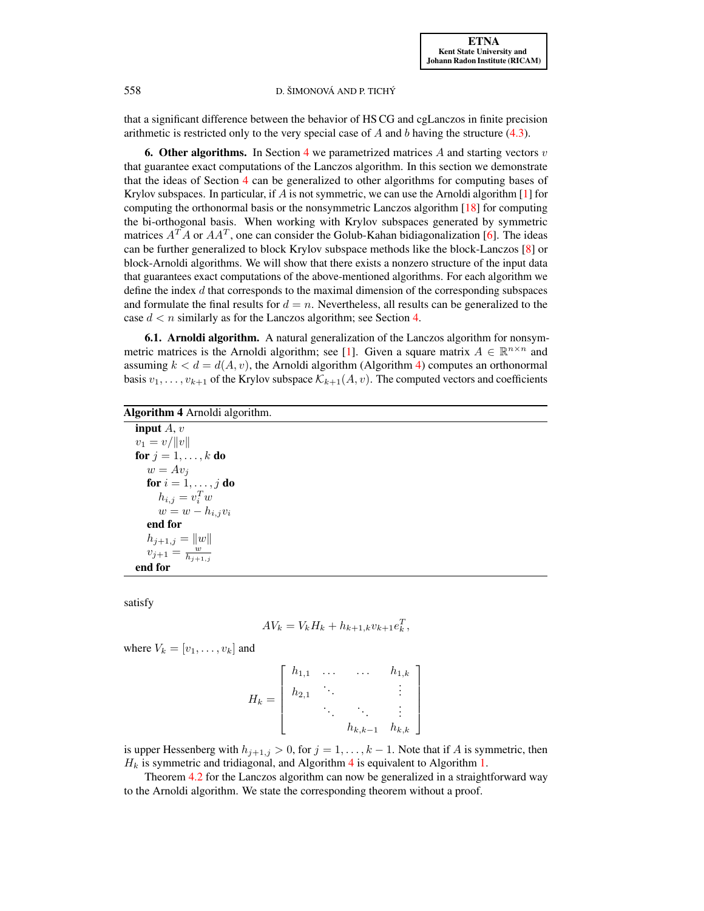that a significant difference between the behavior of HS CG and cgLanczos in finite precision arithmetic is restricted only to the very special case of $A$ and $b$ having the structure (4.3).

## 6. Other algorithms.

In Section 4 we parametrized matrices $A$ and starting vectors $v$ that guarantee exact computations of the Lanczos algorithm. In this section we demonstrate that the ideas of Section 4 can be generalized to other algorithms for computing bases of Krylov subspaces. In particular, if $A$ is not symmetric, we can use the Arnoldi algorithm [1] for computing the orthonormal basis or the nonsymmetric Lanczos algorithm [18] for computing the bi-orthogonal basis. When working with Krylov subspaces generated by symmetric matrices $A^TA$ or $AA^T$, one can consider the Golub-Kahan bidiagonalization [6]. The ideas can be further generalized to block Krylov subspace methods like the block-Lanczos [8] or block-Arnoldi algorithms. We will show that there exists a nonzero structure of the input data that guarantees exact computations of the above-mentioned algorithms. For each algorithm we define the index $d$ that corresponds to the maximal dimension of the corresponding subspaces and formulate the final results for $d = n$. Nevertheless, all results can be generalized to the case $d < n$ similarly as for the Lanczos algorithm; see Section 4.

### 6.1. Arnoldi algorithm.

A natural generalization of the Lanczos algorithm for nonsymmetric matrices is the Arnoldi algorithm; see [1]. Given a square matrix $A \in \mathbb{R}^{n\times n}$ and assuming $k < d = d(A, v)$, the Arnoldi algorithm (Algorithm 4) computes an orthonormal basis $v_1, \ldots, v_{k+1}$ of the Krylov subspace $\mathcal{K}_{k+1}(A, v)$. The computed vectors and coefficients

**Algorithm 4** Arnoldi algorithm.

```
input A, v
v_1 = v/||v||
for j = 1, ..., k do
    w = A v_j
    for i = 1, ..., j do
        h_{i,j} = v_i^T w
        w = w - h_{i,j} v_i
    end for
    h_{j+1,j} = ||w||
    v_{j+1} = w / h_{j+1,j}
end for
```

satisfy

$$AV_k = V_k H_k + h_{k+1,k} v_{k+1} e_k^T,$$

where $V_k = [v_1, \ldots, v_k]$ and

$$H_k = \begin{bmatrix} h_{1,1} & \ldots & \ldots & h_{1,k} \\ h_{2,1} & \ddots & & \vdots \\ & \ddots & \ddots & \vdots \\ & & h_{k,k-1} & h_{k,k} \end{bmatrix}$$

is upper Hessenberg with $h_{j+1,j} > 0$, for $j = 1, \ldots, k-1$. Note that if $A$ is symmetric, then $H_k$ is symmetric and tridiagonal, and Algorithm 4 is equivalent to Algorithm 1.

Theorem 4.2 for the Lanczos algorithm can now be generalized in a straightforward way to the Arnoldi algorithm. We state the corresponding theorem without a proof.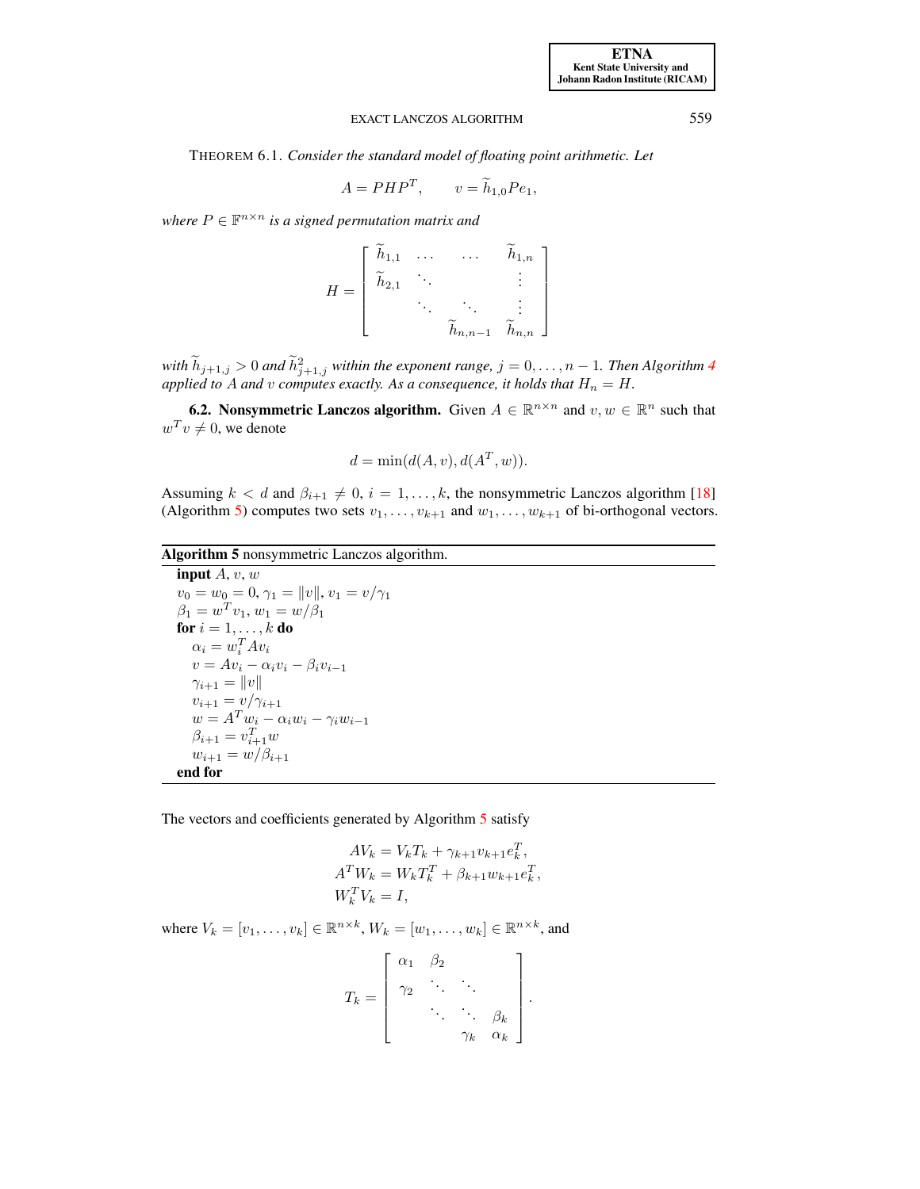THEOREM 6.1. *Consider the standard model of floating point arithmetic. Let*

$$A = PHP^T, \qquad v = \widetilde{h}_{1,0} P e_1,$$

*where $P \in \mathbb{F}^{n\times n}$ is a signed permutation matrix and*

$$H = \begin{bmatrix} \widetilde{h}_{1,1} & \dots & \dots & \widetilde{h}_{1,n} \\ \widetilde{h}_{2,1} & \ddots & & \vdots \\ & \ddots & \ddots & \vdots \\ & & \widetilde{h}_{n,n-1} & \widetilde{h}_{n,n} \end{bmatrix}$$

*with $\widetilde{h}_{j+1,j} > 0$ and $\widetilde{h}^2_{j+1,j}$ within the exponent range, $j = 0, \dots, n-1$. Then Algorithm 4 applied to $A$ and $v$ computes exactly. As a consequence, it holds that $H_n = H$.*

**6.2. Nonsymmetric Lanczos algorithm.** Given $A \in \mathbb{R}^{n\times n}$ and $v, w \in \mathbb{R}^n$ such that $w^T v \neq 0$, we denote

$$d = \min(d(A, v), d(A^T, w)).$$

Assuming $k < d$ and $\beta_{i+1} \neq 0$, $i = 1, \dots, k$, the nonsymmetric Lanczos algorithm [18] (Algorithm 5) computes two sets $v_1, \dots, v_{k+1}$ and $w_1, \dots, w_{k+1}$ of bi-orthogonal vectors.

**Algorithm 5** nonsymmetric Lanczos algorithm.

> **input** $A$, $v$, $w$
> $v_0 = w_0 = 0$, $\gamma_1 = \|v\|$, $v_1 = v/\gamma_1$
> $\beta_1 = w^T v_1$, $w_1 = w/\beta_1$
> **for** $i = 1, \dots, k$ **do**
> &nbsp;&nbsp;&nbsp;&nbsp;$\alpha_i = w_i^T A v_i$
> &nbsp;&nbsp;&nbsp;&nbsp;$v = Av_i - \alpha_i v_i - \beta_i v_{i-1}$
> &nbsp;&nbsp;&nbsp;&nbsp;$\gamma_{i+1} = \|v\|$
> &nbsp;&nbsp;&nbsp;&nbsp;$v_{i+1} = v/\gamma_{i+1}$
> &nbsp;&nbsp;&nbsp;&nbsp;$w = A^T w_i - \alpha_i w_i - \gamma_i w_{i-1}$
> &nbsp;&nbsp;&nbsp;&nbsp;$\beta_{i+1} = v_{i+1}^T w$
> &nbsp;&nbsp;&nbsp;&nbsp;$w_{i+1} = w/\beta_{i+1}$
> **end for**

The vectors and coefficients generated by Algorithm 5 satisfy

$$\begin{aligned} AV_k &= V_k T_k + \gamma_{k+1} v_{k+1} e_k^T, \\ A^T W_k &= W_k T_k^T + \beta_{k+1} w_{k+1} e_k^T, \\ W_k^T V_k &= I, \end{aligned}$$

where $V_k = [v_1, \dots, v_k] \in \mathbb{R}^{n\times k}$, $W_k = [w_1, \dots, w_k] \in \mathbb{R}^{n\times k}$, and

$$T_k = \begin{bmatrix} \alpha_1 & \beta_2 & & \\ \gamma_2 & \ddots & \ddots & \\ & \ddots & \ddots & \beta_k \\ & & \gamma_k & \alpha_k \end{bmatrix}.$$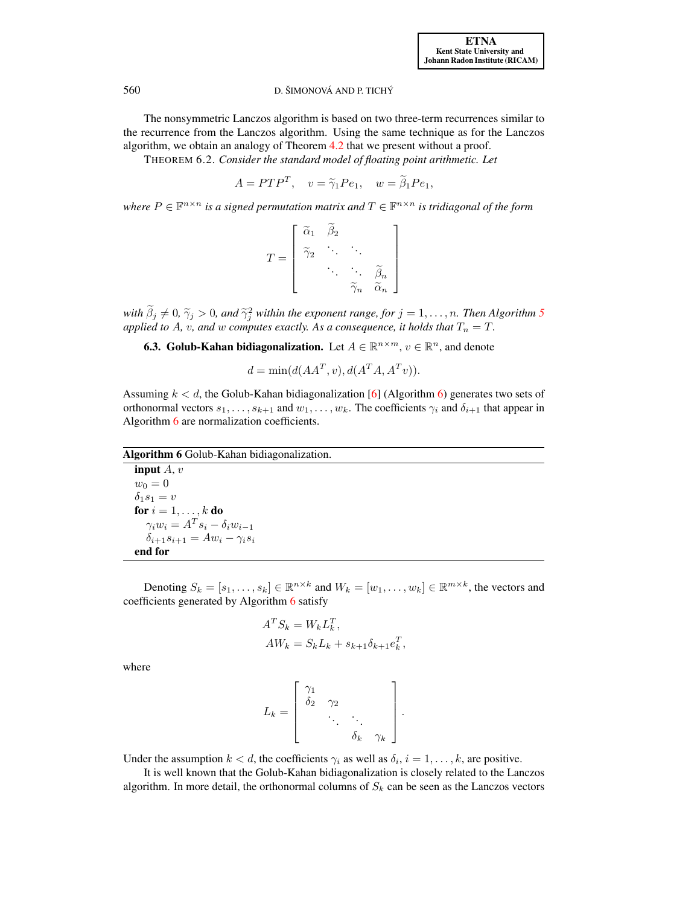The nonsymmetric Lanczos algorithm is based on two three-term recurrences similar to the recurrence from the Lanczos algorithm. Using the same technique as for the Lanczos algorithm, we obtain an analogy of Theorem 4.2 that we present without a proof.

THEOREM 6.2. *Consider the standard model of floating point arithmetic. Let*

$$A = PTP^T, \quad v = \widetilde{\gamma}_1 Pe_1, \quad w = \widetilde{\beta}_1 Pe_1,$$

*where $P \in \mathbb{F}^{n\times n}$ is a signed permutation matrix and $T \in \mathbb{F}^{n\times n}$ is tridiagonal of the form*

$$T = \begin{bmatrix} \widetilde{\alpha}_1 & \widetilde{\beta}_2 & & \\ \widetilde{\gamma}_2 & \ddots & \ddots & \\ & \ddots & \ddots & \widetilde{\beta}_n \\ & & \widetilde{\gamma}_n & \widetilde{\alpha}_n \end{bmatrix}$$

*with $\widetilde{\beta}_j \neq 0$, $\widetilde{\gamma}_j > 0$, and $\widetilde{\gamma}_j^2$ within the exponent range, for $j = 1, \ldots, n$. Then Algorithm 5 applied to $A$, $v$, and $w$ computes exactly. As a consequence, it holds that $T_n = T$.*

**6.3. Golub-Kahan bidiagonalization.** Let $A \in \mathbb{R}^{n\times m}$, $v \in \mathbb{R}^n$, and denote

$$d = \min(d(AA^T, v), d(A^TA, A^Tv)).$$

Assuming $k < d$, the Golub-Kahan bidiagonalization [6] (Algorithm 6) generates two sets of orthonormal vectors $s_1, \ldots, s_{k+1}$ and $w_1, \ldots, w_k$. The coefficients $\gamma_i$ and $\delta_{i+1}$ that appear in Algorithm 6 are normalization coefficients.

**Algorithm 6** Golub-Kahan bidiagonalization.

```
input A, v
w_0 = 0
δ_1 s_1 = v
for i = 1, ..., k do
    γ_i w_i = A^T s_i − δ_i w_{i−1}
    δ_{i+1} s_{i+1} = A w_i − γ_i s_i
end for
```

Denoting $S_k = [s_1, \ldots, s_k] \in \mathbb{R}^{n\times k}$ and $W_k = [w_1, \ldots, w_k] \in \mathbb{R}^{m\times k}$, the vectors and coefficients generated by Algorithm 6 satisfy

$$\begin{aligned} A^T S_k &= W_k L_k^T, \\ A W_k &= S_k L_k + s_{k+1}\delta_{k+1} e_k^T, \end{aligned}$$

where

$$L_k = \begin{bmatrix} \gamma_1 & & & \\ \delta_2 & \gamma_2 & & \\ & \ddots & \ddots & \\ & & \delta_k & \gamma_k \end{bmatrix}.$$

Under the assumption $k < d$, the coefficients $\gamma_i$ as well as $\delta_i$, $i = 1, \ldots, k$, are positive.

It is well known that the Golub-Kahan bidiagonalization is closely related to the Lanczos algorithm. In more detail, the orthonormal columns of $S_k$ can be seen as the Lanczos vectors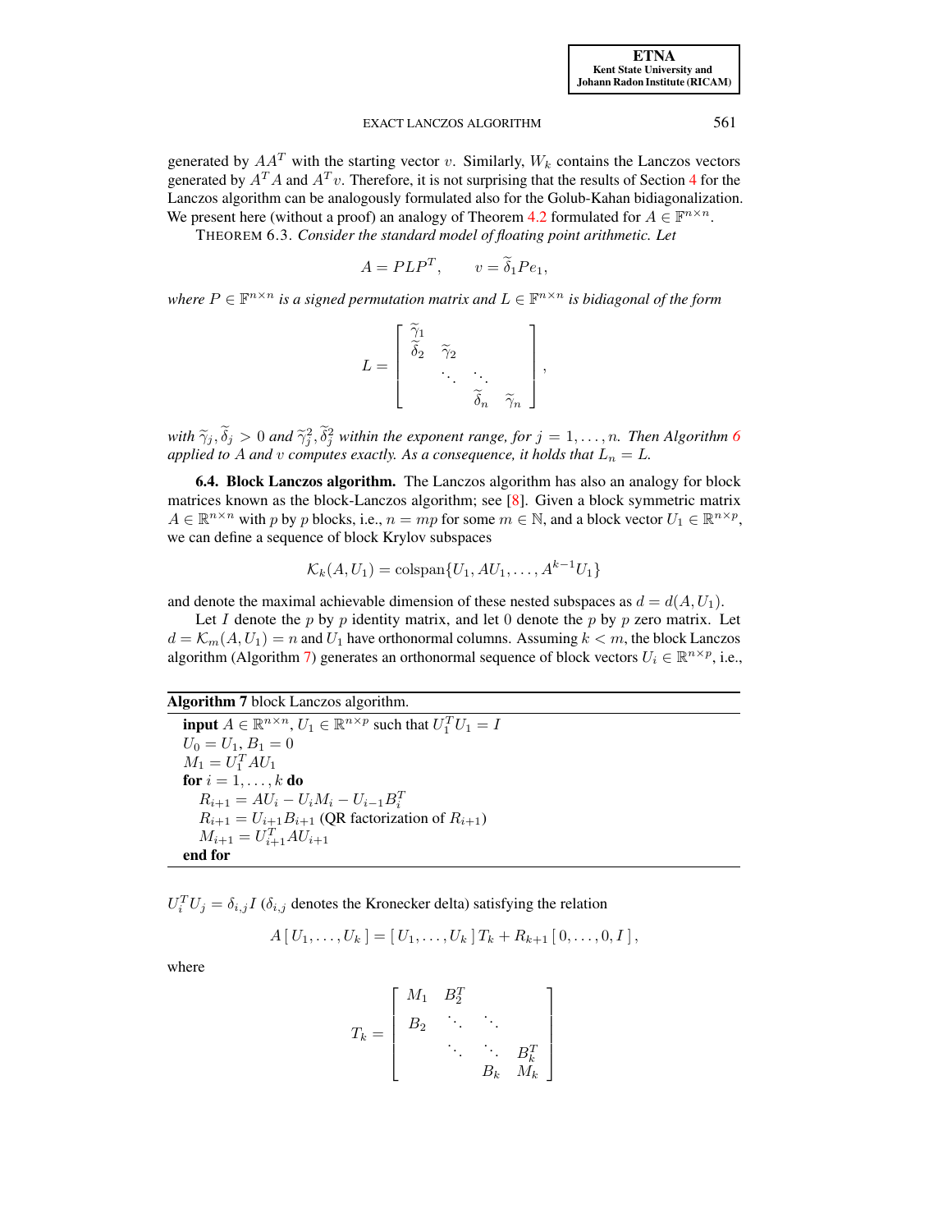generated by $AA^T$ with the starting vector $v$. Similarly, $W_k$ contains the Lanczos vectors generated by $A^TA$ and $A^Tv$. Therefore, it is not surprising that the results of Section 4 for the Lanczos algorithm can be analogously formulated also for the Golub-Kahan bidiagonalization. We present here (without a proof) an analogy of Theorem 4.2 formulated for $A \in \mathbb{F}^{n\times n}$.

THEOREM 6.3. *Consider the standard model of floating point arithmetic. Let*

$$A = PLP^T, \qquad v = \widetilde{\delta}_1 P e_1,$$

*where $P \in \mathbb{F}^{n\times n}$ is a signed permutation matrix and $L \in \mathbb{F}^{n\times n}$ is bidiagonal of the form*

$$L = \begin{bmatrix} \widetilde{\gamma}_1 & & & \\ \widetilde{\delta}_2 & \widetilde{\gamma}_2 & & \\ & \ddots & \ddots & \\ & & \widetilde{\delta}_n & \widetilde{\gamma}_n \end{bmatrix},$$

*with $\widetilde{\gamma}_j, \widetilde{\delta}_j > 0$ and $\widetilde{\gamma}_j^2, \widetilde{\delta}_j^2$ within the exponent range, for $j = 1, \ldots, n$. Then Algorithm 6 applied to $A$ and $v$ computes exactly. As a consequence, it holds that $L_n = L$.*

**6.4. Block Lanczos algorithm.** The Lanczos algorithm has also an analogy for block matrices known as the block-Lanczos algorithm; see [8]. Given a block symmetric matrix $A \in \mathbb{R}^{n\times n}$ with $p$ by $p$ blocks, i.e., $n = mp$ for some $m \in \mathbb{N}$, and a block vector $U_1 \in \mathbb{R}^{n\times p}$, we can define a sequence of block Krylov subspaces

$$\mathcal{K}_k(A, U_1) = \operatorname{colspan}\{U_1, AU_1, \ldots, A^{k-1}U_1\}$$

and denote the maximal achievable dimension of these nested subspaces as $d = d(A, U_1)$.

Let $I$ denote the $p$ by $p$ identity matrix, and let $0$ denote the $p$ by $p$ zero matrix. Let $d = \mathcal{K}_m(A, U_1) = n$ and $U_1$ have orthonormal columns. Assuming $k < m$, the block Lanczos algorithm (Algorithm 7) generates an orthonormal sequence of block vectors $U_i \in \mathbb{R}^{n\times p}$, i.e.,

**Algorithm 7** block Lanczos algorithm.

```
input A ∈ R^{n×n}, U_1 ∈ R^{n×p} such that U_1^T U_1 = I
U_0 = U_1, B_1 = 0
M_1 = U_1^T A U_1
for i = 1, ..., k do
    R_{i+1} = A U_i − U_i M_i − U_{i−1} B_i^T
    R_{i+1} = U_{i+1} B_{i+1} (QR factorization of R_{i+1})
    M_{i+1} = U_{i+1}^T A U_{i+1}
end for
```

$U_i^T U_j = \delta_{i,j} I$ ($\delta_{i,j}$ denotes the Kronecker delta) satisfying the relation

$$A\,[\,U_1, \ldots, U_k\,] = [\,U_1, \ldots, U_k\,]\,T_k + R_{k+1}\,[\,0, \ldots, 0, I\,],$$

where

$$T_k = \begin{bmatrix} M_1 & B_2^T & & \\ B_2 & \ddots & \ddots & \\ & \ddots & \ddots & B_k^T \\ & & B_k & M_k \end{bmatrix}$$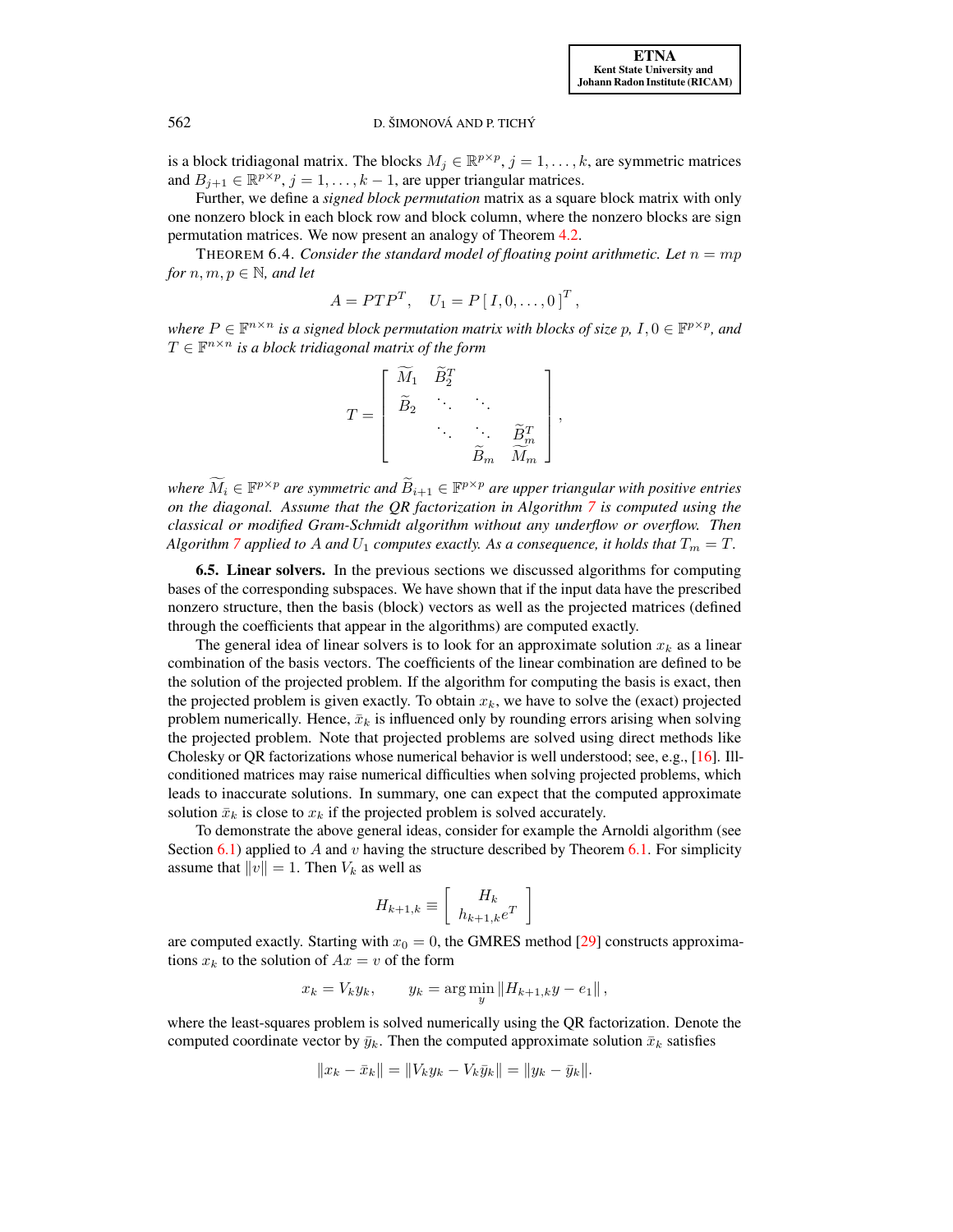is a block tridiagonal matrix. The blocks $M_j \in \mathbb{R}^{p\times p}$, $j = 1, \ldots, k$, are symmetric matrices and $B_{j+1} \in \mathbb{R}^{p\times p}$, $j = 1, \ldots, k-1$, are upper triangular matrices.

Further, we define a *signed block permutation* matrix as a square block matrix with only one nonzero block in each block row and block column, where the nonzero blocks are sign permutation matrices. We now present an analogy of Theorem 4.2.

THEOREM 6.4. *Consider the standard model of floating point arithmetic. Let $n = mp$ for $n, m, p \in \mathbb{N}$, and let*

$$A = PTP^T, \quad U_1 = P\,[\,I, 0, \ldots, 0\,]^T,$$

*where $P \in \mathbb{F}^{n\times n}$ is a signed block permutation matrix with blocks of size $p$, $I, 0 \in \mathbb{F}^{p\times p}$, and $T \in \mathbb{F}^{n\times n}$ is a block tridiagonal matrix of the form*

$$T = \begin{bmatrix} \widetilde{M}_1 & \widetilde{B}_2^T & & \\ \widetilde{B}_2 & \ddots & \ddots & \\ & \ddots & \ddots & \widetilde{B}_m^T \\ & & \widetilde{B}_m & \widetilde{M}_m \end{bmatrix},$$

*where $\widetilde{M}_i \in \mathbb{F}^{p\times p}$ are symmetric and $\widetilde{B}_{i+1} \in \mathbb{F}^{p\times p}$ are upper triangular with positive entries on the diagonal. Assume that the QR factorization in Algorithm 7 is computed using the classical or modified Gram-Schmidt algorithm without any underflow or overflow. Then Algorithm 7 applied to $A$ and $U_1$ computes exactly. As a consequence, it holds that $T_m = T$.*

**6.5. Linear solvers.** In the previous sections we discussed algorithms for computing bases of the corresponding subspaces. We have shown that if the input data have the prescribed nonzero structure, then the basis (block) vectors as well as the projected matrices (defined through the coefficients that appear in the algorithms) are computed exactly.

The general idea of linear solvers is to look for an approximate solution $x_k$ as a linear combination of the basis vectors. The coefficients of the linear combination are defined to be the solution of the projected problem. If the algorithm for computing the basis is exact, then the projected problem is given exactly. To obtain $x_k$, we have to solve the (exact) projected problem numerically. Hence, $\bar{x}_k$ is influenced only by rounding errors arising when solving the projected problem. Note that projected problems are solved using direct methods like Cholesky or QR factorizations whose numerical behavior is well understood; see, e.g., [16]. Ill-conditioned matrices may raise numerical difficulties when solving projected problems, which leads to inaccurate solutions. In summary, one can expect that the computed approximate solution $\bar{x}_k$ is close to $x_k$ if the projected problem is solved accurately.

To demonstrate the above general ideas, consider for example the Arnoldi algorithm (see Section 6.1) applied to $A$ and $v$ having the structure described by Theorem 6.1. For simplicity assume that $\|v\| = 1$. Then $V_k$ as well as

$$H_{k+1,k} \equiv \begin{bmatrix} H_k \\ h_{k+1,k} e^T \end{bmatrix}$$

are computed exactly. Starting with $x_0 = 0$, the GMRES method [29] constructs approximations $x_k$ to the solution of $Ax = v$ of the form

$$x_k = V_k y_k, \qquad y_k = \arg\min_y \|H_{k+1,k} y - e_1\|,$$

where the least-squares problem is solved numerically using the QR factorization. Denote the computed coordinate vector by $\bar{y}_k$. Then the computed approximate solution $\bar{x}_k$ satisfies

$$\|x_k - \bar{x}_k\| = \|V_k y_k - V_k \bar{y}_k\| = \|y_k - \bar{y}_k\|.$$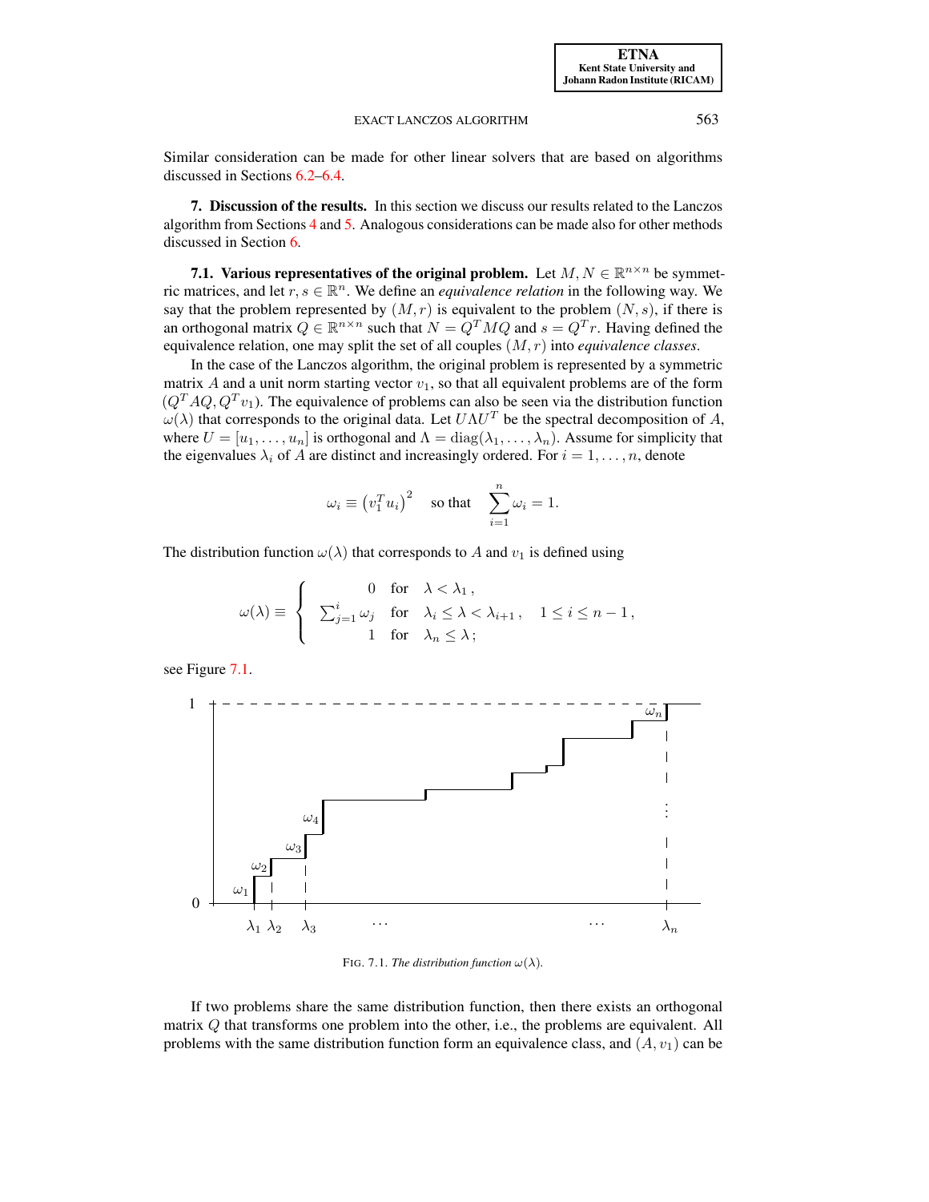Similar consideration can be made for other linear solvers that are based on algorithms discussed in Sections 6.2–6.4.

## 7. Discussion of the results.

In this section we discuss our results related to the Lanczos algorithm from Sections 4 and 5. Analogous considerations can be made also for other methods discussed in Section 6.

### 7.1. Various representatives of the original problem.

Let $M, N \in \mathbb{R}^{n\times n}$ be symmetric matrices, and let $r, s \in \mathbb{R}^n$. We define an *equivalence relation* in the following way. We say that the problem represented by $(M, r)$ is equivalent to the problem $(N, s)$, if there is an orthogonal matrix $Q \in \mathbb{R}^{n\times n}$ such that $N = Q^T MQ$ and $s = Q^T r$. Having defined the equivalence relation, one may split the set of all couples $(M, r)$ into *equivalence classes*.

In the case of the Lanczos algorithm, the original problem is represented by a symmetric matrix $A$ and a unit norm starting vector $v_1$, so that all equivalent problems are of the form $(Q^T AQ, Q^T v_1)$. The equivalence of problems can also be seen via the distribution function $\omega(\lambda)$ that corresponds to the original data. Let $U\Lambda U^T$ be the spectral decomposition of $A$, where $U = [u_1, \ldots, u_n]$ is orthogonal and $\Lambda = \mathrm{diag}(\lambda_1, \ldots, \lambda_n)$. Assume for simplicity that the eigenvalues $\lambda_i$ of $A$ are distinct and increasingly ordered. For $i = 1, \ldots, n$, denote

$$\omega_i \equiv \left(v_1^T u_i\right)^2 \quad \text{so that} \quad \sum_{i=1}^{n} \omega_i = 1.$$

The distribution function $\omega(\lambda)$ that corresponds to $A$ and $v_1$ is defined using

$$\omega(\lambda) \equiv \left\{ \begin{array}{ccll} 0 & \text{for} & \lambda < \lambda_1\,, & \\ \sum_{j=1}^{i} \omega_j & \text{for} & \lambda_i \le \lambda < \lambda_{i+1}\,, & 1 \le i \le n-1\,, \\ 1 & \text{for} & \lambda_n \le \lambda\,; & \end{array} \right.$$

see Figure 7.1.

FIG. 7.1. *The distribution function* $\omega(\lambda)$.

If two problems share the same distribution function, then there exists an orthogonal matrix $Q$ that transforms one problem into the other, i.e., the problems are equivalent. All problems with the same distribution function form an equivalence class, and $(A, v_1)$ can be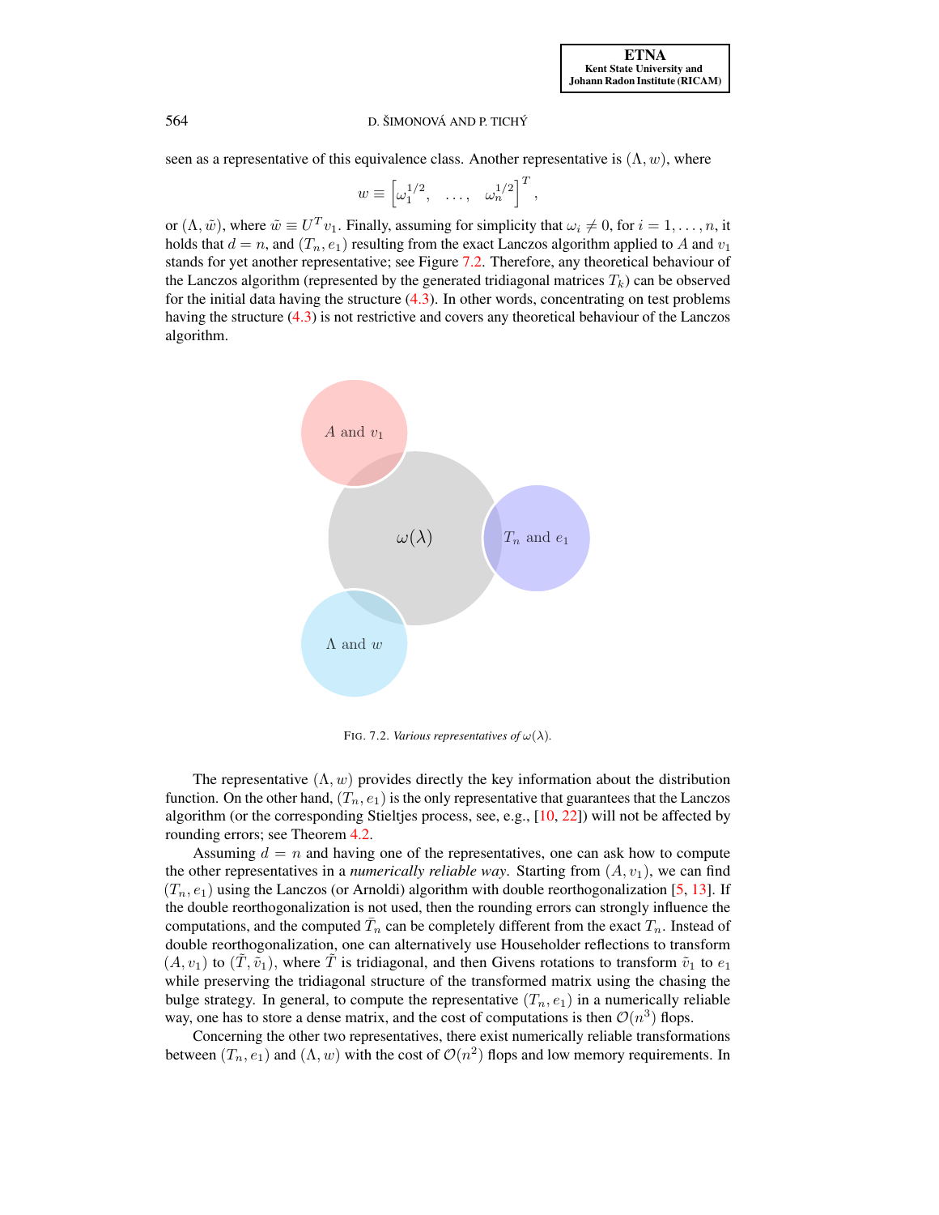seen as a representative of this equivalence class. Another representative is $(\Lambda, w)$, where

$$w \equiv \left[\omega_1^{1/2}, \quad \ldots, \quad \omega_n^{1/2}\right]^T,$$

or $(\Lambda, \tilde{w})$, where $\tilde{w} \equiv U^T v_1$. Finally, assuming for simplicity that $\omega_i \neq 0$, for $i = 1, \ldots, n$, it holds that $d = n$, and $(T_n, e_1)$ resulting from the exact Lanczos algorithm applied to $A$ and $v_1$ stands for yet another representative; see Figure 7.2. Therefore, any theoretical behaviour of the Lanczos algorithm (represented by the generated tridiagonal matrices $T_k$) can be observed for the initial data having the structure (4.3). In other words, concentrating on test problems having the structure (4.3) is not restrictive and covers any theoretical behaviour of the Lanczos algorithm.

FIG. 7.2. *Various representatives of* $\omega(\lambda)$.

The representative $(\Lambda, w)$ provides directly the key information about the distribution function. On the other hand, $(T_n, e_1)$ is the only representative that guarantees that the Lanczos algorithm (or the corresponding Stieltjes process, see, e.g., [10, 22]) will not be affected by rounding errors; see Theorem 4.2.

Assuming $d = n$ and having one of the representatives, one can ask how to compute the other representatives in a *numerically reliable way*. Starting from $(A, v_1)$, we can find $(T_n, e_1)$ using the Lanczos (or Arnoldi) algorithm with double reorthogonalization [5, 13]. If the double reorthogonalization is not used, then the rounding errors can strongly influence the computations, and the computed $\bar{T}_n$ can be completely different from the exact $T_n$. Instead of double reorthogonalization, one can alternatively use Householder reflections to transform $(A, v_1)$ to $(\tilde{T}, \tilde{v}_1)$, where $\tilde{T}$ is tridiagonal, and then Givens rotations to transform $\tilde{v}_1$ to $e_1$ while preserving the tridiagonal structure of the transformed matrix using the chasing the bulge strategy. In general, to compute the representative $(T_n, e_1)$ in a numerically reliable way, one has to store a dense matrix, and the cost of computations is then $\mathcal{O}(n^3)$ flops.

Concerning the other two representatives, there exist numerically reliable transformations between $(T_n, e_1)$ and $(\Lambda, w)$ with the cost of $\mathcal{O}(n^2)$ flops and low memory requirements. In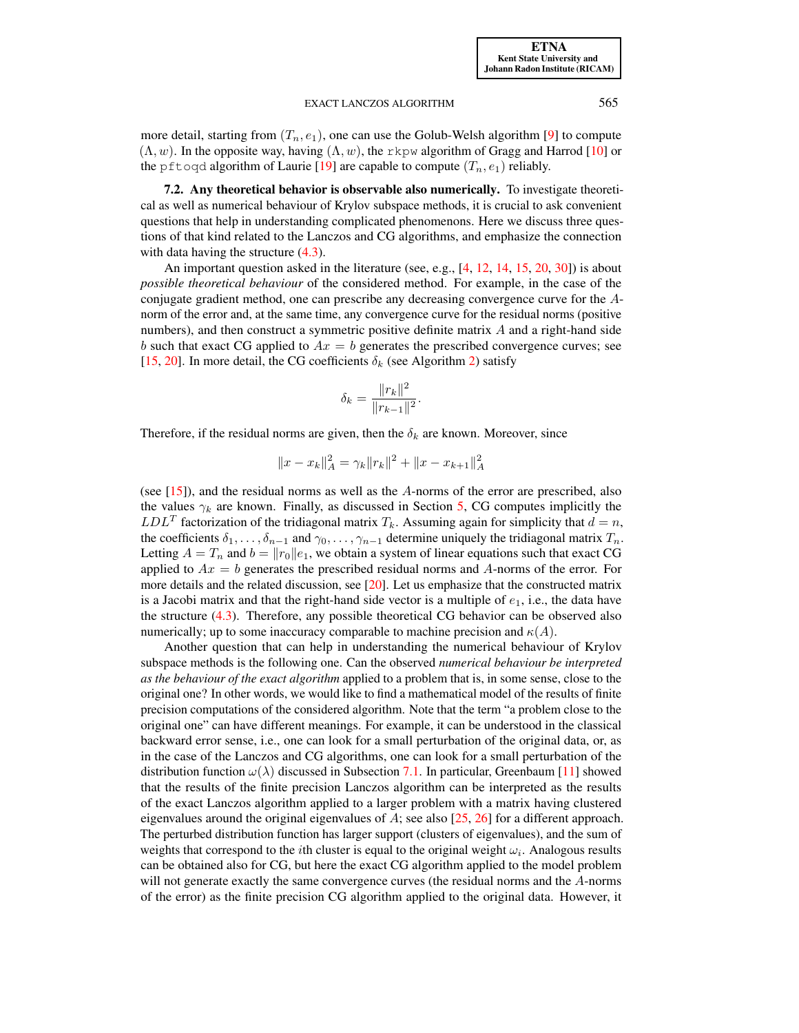more detail, starting from $(T_n, e_1)$, one can use the Golub-Welsh algorithm [9] to compute $(\Lambda, w)$. In the opposite way, having $(\Lambda, w)$, the `rkpw` algorithm of Gragg and Harrod [10] or the `pftoqd` algorithm of Laurie [19] are capable to compute $(T_n, e_1)$ reliably.

**7.2. Any theoretical behavior is observable also numerically.** To investigate theoretical as well as numerical behaviour of Krylov subspace methods, it is crucial to ask convenient questions that help in understanding complicated phenomenons. Here we discuss three questions of that kind related to the Lanczos and CG algorithms, and emphasize the connection with data having the structure (4.3).

An important question asked in the literature (see, e.g., [4, 12, 14, 15, 20, 30]) is about *possible theoretical behaviour* of the considered method. For example, in the case of the conjugate gradient method, one can prescribe any decreasing convergence curve for the $A$-norm of the error and, at the same time, any convergence curve for the residual norms (positive numbers), and then construct a symmetric positive definite matrix $A$ and a right-hand side $b$ such that exact CG applied to $Ax = b$ generates the prescribed convergence curves; see [15, 20]. In more detail, the CG coefficients $\delta_k$ (see Algorithm 2) satisfy

$$\delta_k = \frac{\|r_k\|^2}{\|r_{k-1}\|^2}.$$

Therefore, if the residual norms are given, then the $\delta_k$ are known. Moreover, since

$$\|x - x_k\|_A^2 = \gamma_k \|r_k\|^2 + \|x - x_{k+1}\|_A^2$$

(see [15]), and the residual norms as well as the $A$-norms of the error are prescribed, also the values $\gamma_k$ are known. Finally, as discussed in Section 5, CG computes implicitly the $LDL^T$ factorization of the tridiagonal matrix $T_k$. Assuming again for simplicity that $d = n$, the coefficients $\delta_1, \ldots, \delta_{n-1}$ and $\gamma_0, \ldots, \gamma_{n-1}$ determine uniquely the tridiagonal matrix $T_n$. Letting $A = T_n$ and $b = \|r_0\| e_1$, we obtain a system of linear equations such that exact CG applied to $Ax = b$ generates the prescribed residual norms and $A$-norms of the error. For more details and the related discussion, see [20]. Let us emphasize that the constructed matrix is a Jacobi matrix and that the right-hand side vector is a multiple of $e_1$, i.e., the data have the structure (4.3). Therefore, any possible theoretical CG behavior can be observed also numerically; up to some inaccuracy comparable to machine precision and $\kappa(A)$.

Another question that can help in understanding the numerical behaviour of Krylov subspace methods is the following one. Can the observed *numerical behaviour be interpreted as the behaviour of the exact algorithm* applied to a problem that is, in some sense, close to the original one? In other words, we would like to find a mathematical model of the results of finite precision computations of the considered algorithm. Note that the term "a problem close to the original one" can have different meanings. For example, it can be understood in the classical backward error sense, i.e., one can look for a small perturbation of the original data, or, as in the case of the Lanczos and CG algorithms, one can look for a small perturbation of the distribution function $\omega(\lambda)$ discussed in Subsection 7.1. In particular, Greenbaum [11] showed that the results of the finite precision Lanczos algorithm can be interpreted as the results of the exact Lanczos algorithm applied to a larger problem with a matrix having clustered eigenvalues around the original eigenvalues of $A$; see also [25, 26] for a different approach. The perturbed distribution function has larger support (clusters of eigenvalues), and the sum of weights that correspond to the $i$th cluster is equal to the original weight $\omega_i$. Analogous results can be obtained also for CG, but here the exact CG algorithm applied to the model problem will not generate exactly the same convergence curves (the residual norms and the $A$-norms of the error) as the finite precision CG algorithm applied to the original data. However, it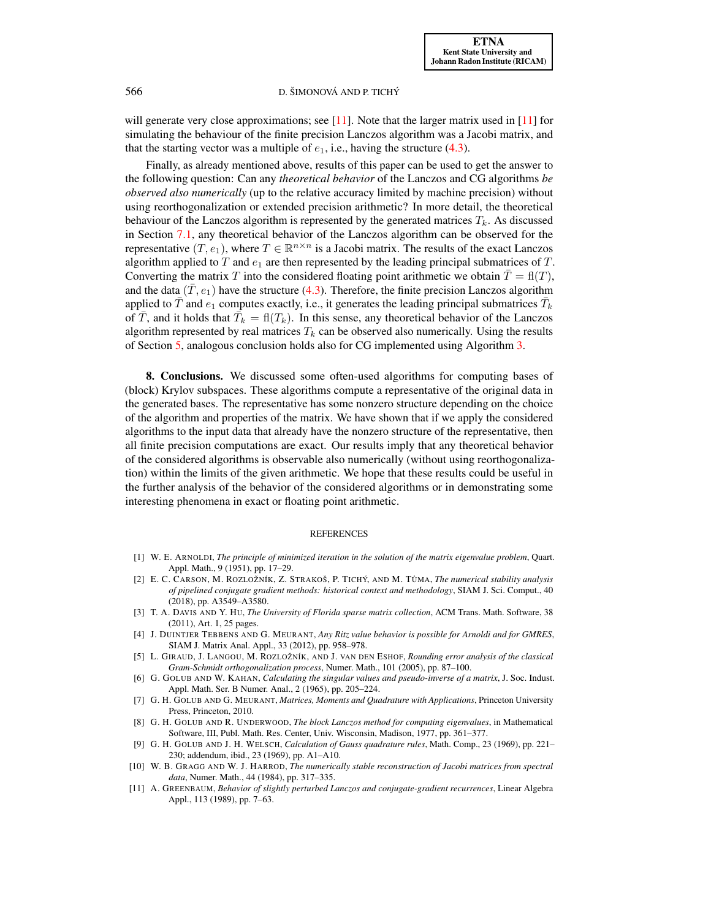will generate very close approximations; see [11]. Note that the larger matrix used in [11] for simulating the behaviour of the finite precision Lanczos algorithm was a Jacobi matrix, and that the starting vector was a multiple of $e_1$, i.e., having the structure (4.3).

Finally, as already mentioned above, results of this paper can be used to get the answer to the following question: Can any *theoretical behavior* of the Lanczos and CG algorithms *be observed also numerically* (up to the relative accuracy limited by machine precision) without using reorthogonalization or extended precision arithmetic? In more detail, the theoretical behaviour of the Lanczos algorithm is represented by the generated matrices $T_k$. As discussed in Section 7.1, any theoretical behavior of the Lanczos algorithm can be observed for the representative $(T, e_1)$, where $T \in \mathbb{R}^{n \times n}$ is a Jacobi matrix. The results of the exact Lanczos algorithm applied to $T$ and $e_1$ are then represented by the leading principal submatrices of $T$. Converting the matrix $T$ into the considered floating point arithmetic we obtain $\bar{T} = \mathrm{fl}(T)$, and the data $(\bar{T}, e_1)$ have the structure (4.3). Therefore, the finite precision Lanczos algorithm applied to $\bar{T}$ and $e_1$ computes exactly, i.e., it generates the leading principal submatrices $\bar{T}_k$ of $\bar{T}$, and it holds that $\bar{T}_k = \mathrm{fl}(T_k)$. In this sense, any theoretical behavior of the Lanczos algorithm represented by real matrices $T_k$ can be observed also numerically. Using the results of Section 5, analogous conclusion holds also for CG implemented using Algorithm 3.

**8. Conclusions.** We discussed some often-used algorithms for computing bases of (block) Krylov subspaces. These algorithms compute a representative of the original data in the generated bases. The representative has some nonzero structure depending on the choice of the algorithm and properties of the matrix. We have shown that if we apply the considered algorithms to the input data that already have the nonzero structure of the representative, then all finite precision computations are exact. Our results imply that any theoretical behavior of the considered algorithms is observable also numerically (without using reorthogonalization) within the limits of the given arithmetic. We hope that these results could be useful in the further analysis of the behavior of the considered algorithms or in demonstrating some interesting phenomena in exact or floating point arithmetic.

## REFERENCES

[1] W. E. Arnoldi, *The principle of minimized iteration in the solution of the matrix eigenvalue problem*, Quart. Appl. Math., 9 (1951), pp. 17–29.

[2] E. C. Carson, M. Rozložník, Z. Strakoš, P. Tichý, and M. Tůma, *The numerical stability analysis of pipelined conjugate gradient methods: historical context and methodology*, SIAM J. Sci. Comput., 40 (2018), pp. A3549–A3580.

[3] T. A. Davis and Y. Hu, *The University of Florida sparse matrix collection*, ACM Trans. Math. Software, 38 (2011), Art. 1, 25 pages.

[4] J. Duintjer Tebbens and G. Meurant, *Any Ritz value behavior is possible for Arnoldi and for GMRES*, SIAM J. Matrix Anal. Appl., 33 (2012), pp. 958–978.

[5] L. Giraud, J. Langou, M. Rozložník, and J. van den Eshof, *Rounding error analysis of the classical Gram-Schmidt orthogonalization process*, Numer. Math., 101 (2005), pp. 87–100.

[6] G. Golub and W. Kahan, *Calculating the singular values and pseudo-inverse of a matrix*, J. Soc. Indust. Appl. Math. Ser. B Numer. Anal., 2 (1965), pp. 205–224.

[7] G. H. Golub and G. Meurant, *Matrices, Moments and Quadrature with Applications*, Princeton University Press, Princeton, 2010.

[8] G. H. Golub and R. Underwood, *The block Lanczos method for computing eigenvalues*, in Mathematical Software, III, Publ. Math. Res. Center, Univ. Wisconsin, Madison, 1977, pp. 361–377.

[9] G. H. Golub and J. H. Welsch, *Calculation of Gauss quadrature rules*, Math. Comp., 23 (1969), pp. 221–230; addendum, ibid., 23 (1969), pp. A1–A10.

[10] W. B. Gragg and W. J. Harrod, *The numerically stable reconstruction of Jacobi matrices from spectral data*, Numer. Math., 44 (1984), pp. 317–335.

[11] A. Greenbaum, *Behavior of slightly perturbed Lanczos and conjugate-gradient recurrences*, Linear Algebra Appl., 113 (1989), pp. 7–63.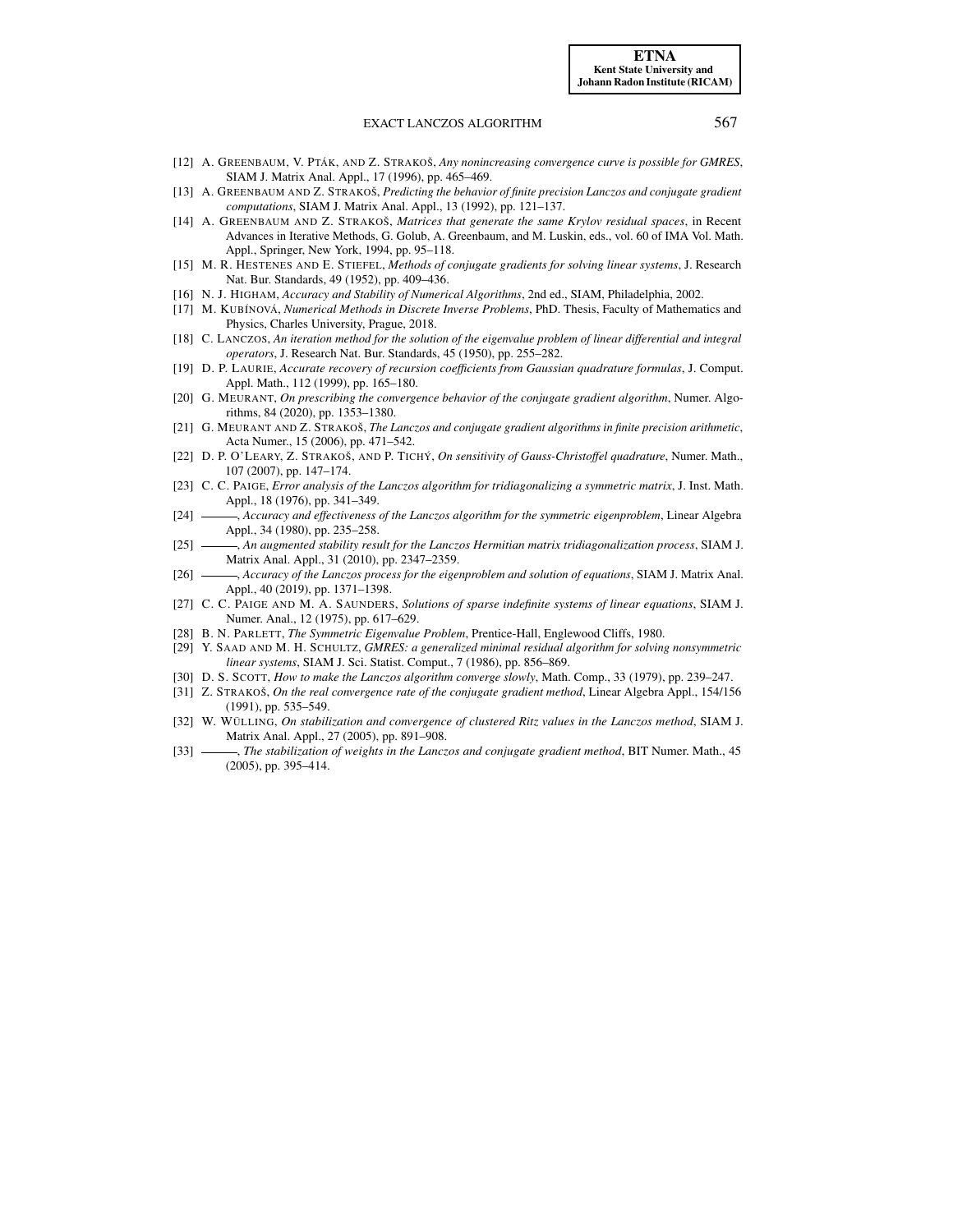[12] A. GREENBAUM, V. PTÁK, AND Z. STRAKOŠ, *Any nonincreasing convergence curve is possible for GMRES*, SIAM J. Matrix Anal. Appl., 17 (1996), pp. 465–469.

[13] A. GREENBAUM AND Z. STRAKOŠ, *Predicting the behavior of finite precision Lanczos and conjugate gradient computations*, SIAM J. Matrix Anal. Appl., 13 (1992), pp. 121–137.

[14] A. GREENBAUM AND Z. STRAKOŠ, *Matrices that generate the same Krylov residual spaces*, in Recent Advances in Iterative Methods, G. Golub, A. Greenbaum, and M. Luskin, eds., vol. 60 of IMA Vol. Math. Appl., Springer, New York, 1994, pp. 95–118.

[15] M. R. HESTENES AND E. STIEFEL, *Methods of conjugate gradients for solving linear systems*, J. Research Nat. Bur. Standards, 49 (1952), pp. 409–436.

[16] N. J. HIGHAM, *Accuracy and Stability of Numerical Algorithms*, 2nd ed., SIAM, Philadelphia, 2002.

[17] M. KUBÍNOVÁ, *Numerical Methods in Discrete Inverse Problems*, PhD. Thesis, Faculty of Mathematics and Physics, Charles University, Prague, 2018.

[18] C. LANCZOS, *An iteration method for the solution of the eigenvalue problem of linear differential and integral operators*, J. Research Nat. Bur. Standards, 45 (1950), pp. 255–282.

[19] D. P. LAURIE, *Accurate recovery of recursion coefficients from Gaussian quadrature formulas*, J. Comput. Appl. Math., 112 (1999), pp. 165–180.

[20] G. MEURANT, *On prescribing the convergence behavior of the conjugate gradient algorithm*, Numer. Algorithms, 84 (2020), pp. 1353–1380.

[21] G. MEURANT AND Z. STRAKOŠ, *The Lanczos and conjugate gradient algorithms in finite precision arithmetic*, Acta Numer., 15 (2006), pp. 471–542.

[22] D. P. O'LEARY, Z. STRAKOŠ, AND P. TICHÝ, *On sensitivity of Gauss-Christoffel quadrature*, Numer. Math., 107 (2007), pp. 147–174.

[23] C. C. PAIGE, *Error analysis of the Lanczos algorithm for tridiagonalizing a symmetric matrix*, J. Inst. Math. Appl., 18 (1976), pp. 341–349.

[24] ———, *Accuracy and effectiveness of the Lanczos algorithm for the symmetric eigenproblem*, Linear Algebra Appl., 34 (1980), pp. 235–258.

[25] ———, *An augmented stability result for the Lanczos Hermitian matrix tridiagonalization process*, SIAM J. Matrix Anal. Appl., 31 (2010), pp. 2347–2359.

[26] ———, *Accuracy of the Lanczos process for the eigenproblem and solution of equations*, SIAM J. Matrix Anal. Appl., 40 (2019), pp. 1371–1398.

[27] C. C. PAIGE AND M. A. SAUNDERS, *Solutions of sparse indefinite systems of linear equations*, SIAM J. Numer. Anal., 12 (1975), pp. 617–629.

[28] B. N. PARLETT, *The Symmetric Eigenvalue Problem*, Prentice-Hall, Englewood Cliffs, 1980.

[29] Y. SAAD AND M. H. SCHULTZ, *GMRES: a generalized minimal residual algorithm for solving nonsymmetric linear systems*, SIAM J. Sci. Statist. Comput., 7 (1986), pp. 856–869.

[30] D. S. SCOTT, *How to make the Lanczos algorithm converge slowly*, Math. Comp., 33 (1979), pp. 239–247.

[31] Z. STRAKOŠ, *On the real convergence rate of the conjugate gradient method*, Linear Algebra Appl., 154/156 (1991), pp. 535–549.

[32] W. WÜLLING, *On stabilization and convergence of clustered Ritz values in the Lanczos method*, SIAM J. Matrix Anal. Appl., 27 (2005), pp. 891–908.

[33] ———, *The stabilization of weights in the Lanczos and conjugate gradient method*, BIT Numer. Math., 45 (2005), pp. 395–414.